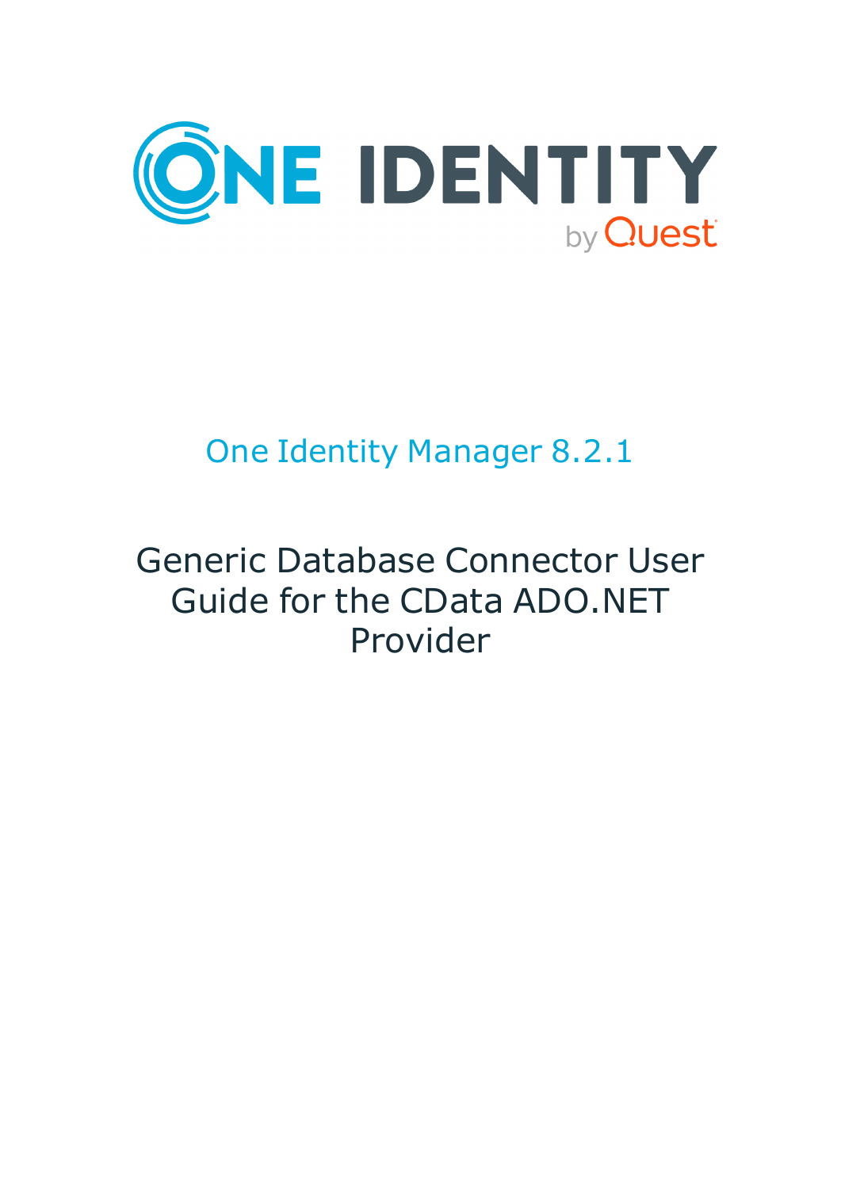ONE IDENTITY

by Quest

# One Identity Manager 8.2.1

# Generic Database Connector User Guide for the CData ADO.NET Provider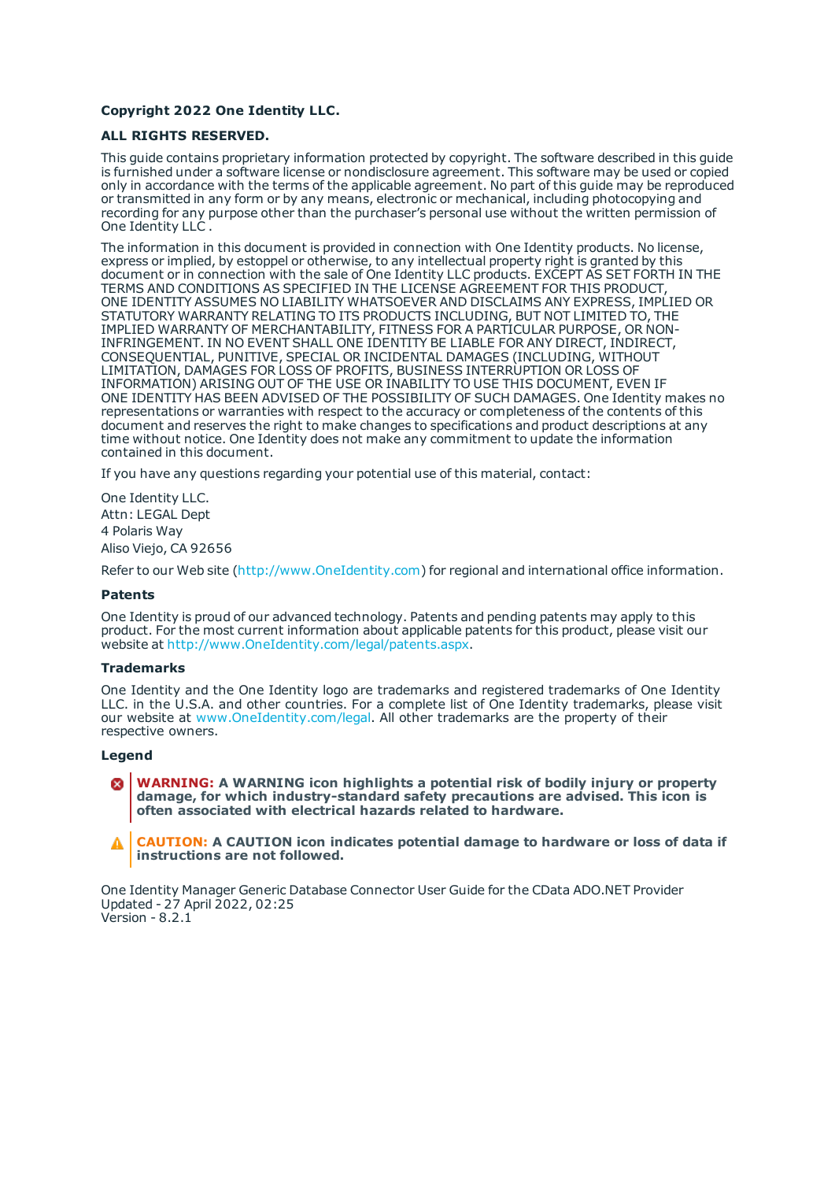**Copyright 2022 One Identity LLC.**

**ALL RIGHTS RESERVED.**

This guide contains proprietary information protected by copyright. The software described in this guide is furnished under a software license or nondisclosure agreement. This software may be used or copied only in accordance with the terms of the applicable agreement. No part of this guide may be reproduced or transmitted in any form or by any means, electronic or mechanical, including photocopying and recording for any purpose other than the purchaser's personal use without the written permission of One Identity LLC .

The information in this document is provided in connection with One Identity products. No license, express or implied, by estoppel or otherwise, to any intellectual property right is granted by this document or in connection with the sale of One Identity LLC products. EXCEPT AS SET FORTH IN THE TERMS AND CONDITIONS AS SPECIFIED IN THE LICENSE AGREEMENT FOR THIS PRODUCT, ONE IDENTITY ASSUMES NO LIABILITY WHATSOEVER AND DISCLAIMS ANY EXPRESS, IMPLIED OR STATUTORY WARRANTY RELATING TO ITS PRODUCTS INCLUDING, BUT NOT LIMITED TO, THE IMPLIED WARRANTY OF MERCHANTABILITY, FITNESS FOR A PARTICULAR PURPOSE, OR NON-INFRINGEMENT. IN NO EVENT SHALL ONE IDENTITY BE LIABLE FOR ANY DIRECT, INDIRECT, CONSEQUENTIAL, PUNITIVE, SPECIAL OR INCIDENTAL DAMAGES (INCLUDING, WITHOUT LIMITATION, DAMAGES FOR LOSS OF PROFITS, BUSINESS INTERRUPTION OR LOSS OF INFORMATION) ARISING OUT OF THE USE OR INABILITY TO USE THIS DOCUMENT, EVEN IF ONE IDENTITY HAS BEEN ADVISED OF THE POSSIBILITY OF SUCH DAMAGES. One Identity makes no representations or warranties with respect to the accuracy or completeness of the contents of this document and reserves the right to make changes to specifications and product descriptions at any time without notice. One Identity does not make any commitment to update the information contained in this document.

If you have any questions regarding your potential use of this material, contact:

One Identity LLC.
Attn: LEGAL Dept
4 Polaris Way
Aliso Viejo, CA 92656

Refer to our Web site (http://www.OneIdentity.com) for regional and international office information.

**Patents**

One Identity is proud of our advanced technology. Patents and pending patents may apply to this product. For the most current information about applicable patents for this product, please visit our website at http://www.OneIdentity.com/legal/patents.aspx.

**Trademarks**

One Identity and the One Identity logo are trademarks and registered trademarks of One Identity LLC. in the U.S.A. and other countries. For a complete list of One Identity trademarks, please visit our website at www.OneIdentity.com/legal. All other trademarks are the property of their respective owners.

**Legend**

**WARNING: A WARNING icon highlights a potential risk of bodily injury or property damage, for which industry-standard safety precautions are advised. This icon is often associated with electrical hazards related to hardware.**

**CAUTION: A CAUTION icon indicates potential damage to hardware or loss of data if instructions are not followed.**

One Identity Manager Generic Database Connector User Guide for the CData ADO.NET Provider
Updated - 27 April 2022, 02:25
Version - 8.2.1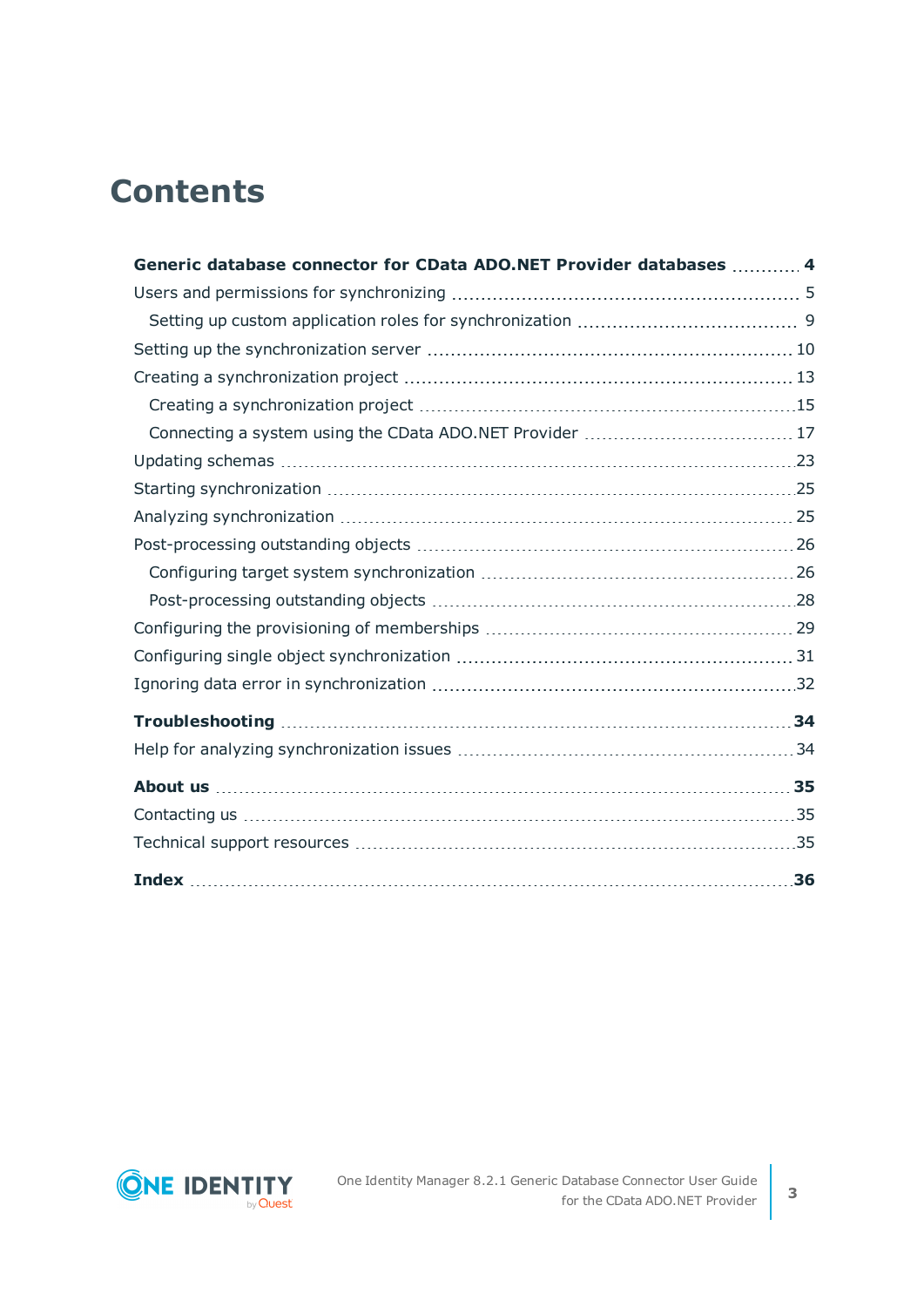# Contents

**Generic database connector for CData ADO.NET Provider databases** 4

- Users and permissions for synchronizing 5
  - Setting up custom application roles for synchronization 9
- Setting up the synchronization server 10
- Creating a synchronization project 13
  - Creating a synchronization project 15
  - Connecting a system using the CData ADO.NET Provider 17
- Updating schemas 23
- Starting synchronization 25
- Analyzing synchronization 25
- Post-processing outstanding objects 26
  - Configuring target system synchronization 26
  - Post-processing outstanding objects 28
- Configuring the provisioning of memberships 29
- Configuring single object synchronization 31
- Ignoring data error in synchronization 32

**Troubleshooting** 34

- Help for analyzing synchronization issues 34

**About us** 35

- Contacting us 35
- Technical support resources 35

**Index** 36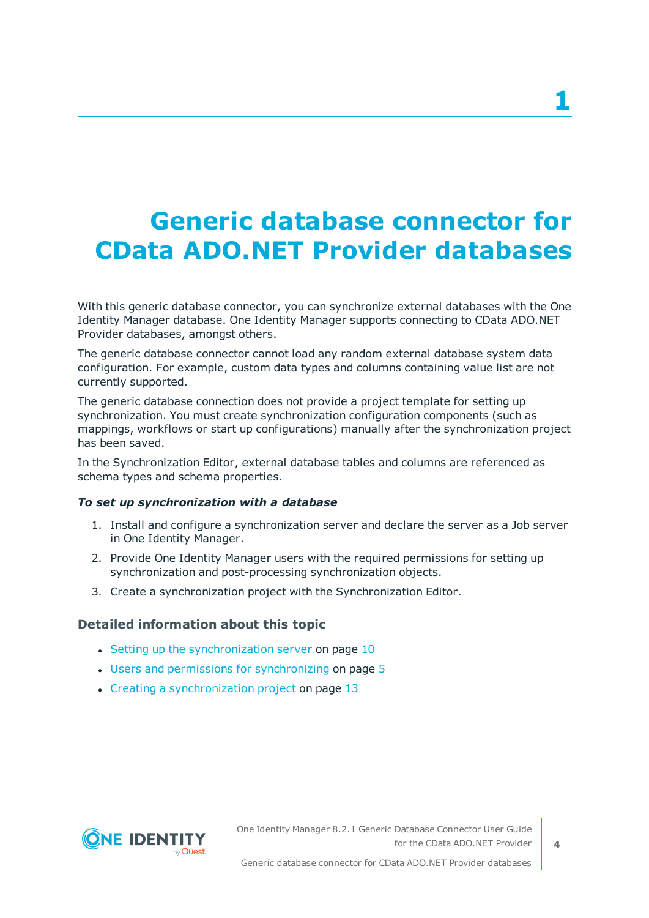# 1 Generic database connector for CData ADO.NET Provider databases

With this generic database connector, you can synchronize external databases with the One Identity Manager database. One Identity Manager supports connecting to CData ADO.NET Provider databases, amongst others.

The generic database connector cannot load any random external database system data configuration. For example, custom data types and columns containing value list are not currently supported.

The generic database connection does not provide a project template for setting up synchronization. You must create synchronization configuration components (such as mappings, workflows or start up configurations) manually after the synchronization project has been saved.

In the Synchronization Editor, external database tables and columns are referenced as schema types and schema properties.

***To set up synchronization with a database***

1. Install and configure a synchronization server and declare the server as a Job server in One Identity Manager.
2. Provide One Identity Manager users with the required permissions for setting up synchronization and post-processing synchronization objects.
3. Create a synchronization project with the Synchronization Editor.

### Detailed information about this topic

- Setting up the synchronization server on page 10
- Users and permissions for synchronizing on page 5
- Creating a synchronization project on page 13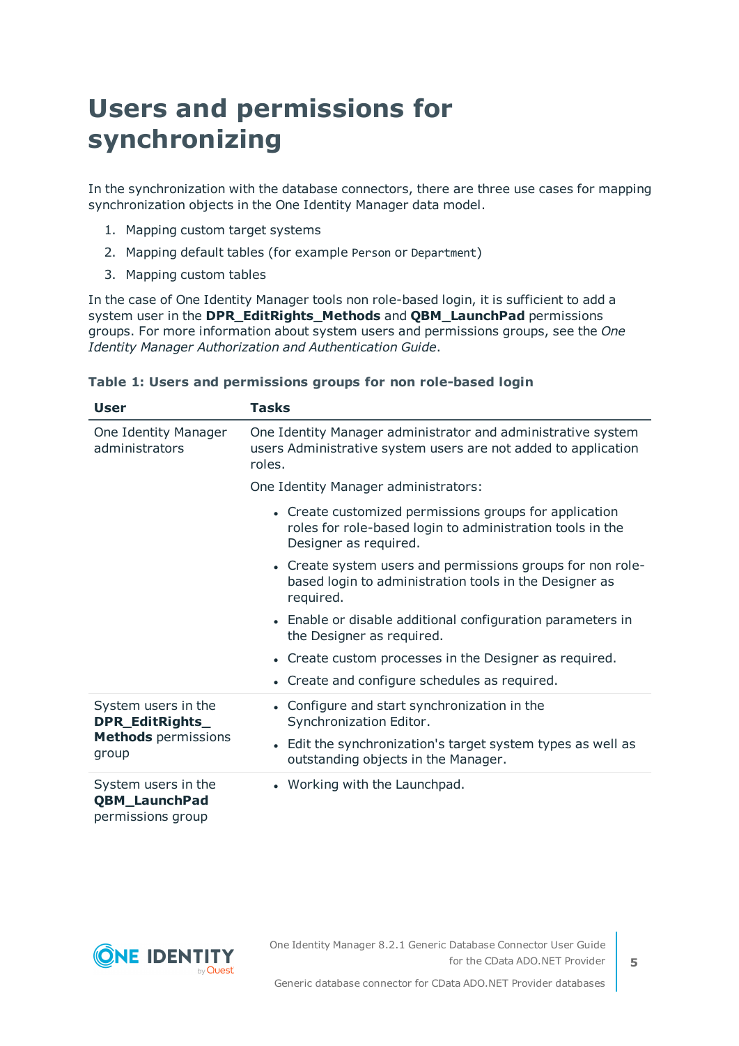# Users and permissions for synchronizing

In the synchronization with the database connectors, there are three use cases for mapping synchronization objects in the One Identity Manager data model.

1. Mapping custom target systems
2. Mapping default tables (for example `Person` or `Department`)
3. Mapping custom tables

In the case of One Identity Manager tools non role-based login, it is sufficient to add a system user in the **DPR_EditRights_Methods** and **QBM_LaunchPad** permissions groups. For more information about system users and permissions groups, see the *One Identity Manager Authorization and Authentication Guide*.

**Table 1: Users and permissions groups for non role-based login**

| User | Tasks |
|---|---|
| One Identity Manager administrators | One Identity Manager administrator and administrative system users Administrative system users are not added to application roles.<br><br>One Identity Manager administrators:<br><br>• Create customized permissions groups for application roles for role-based login to administration tools in the Designer as required.<br>• Create system users and permissions groups for non role-based login to administration tools in the Designer as required.<br>• Enable or disable additional configuration parameters in the Designer as required.<br>• Create custom processes in the Designer as required.<br>• Create and configure schedules as required. |
| System users in the **DPR_EditRights_Methods** permissions group | • Configure and start synchronization in the Synchronization Editor.<br>• Edit the synchronization's target system types as well as outstanding objects in the Manager. |
| System users in the **QBM_LaunchPad** permissions group | • Working with the Launchpad. |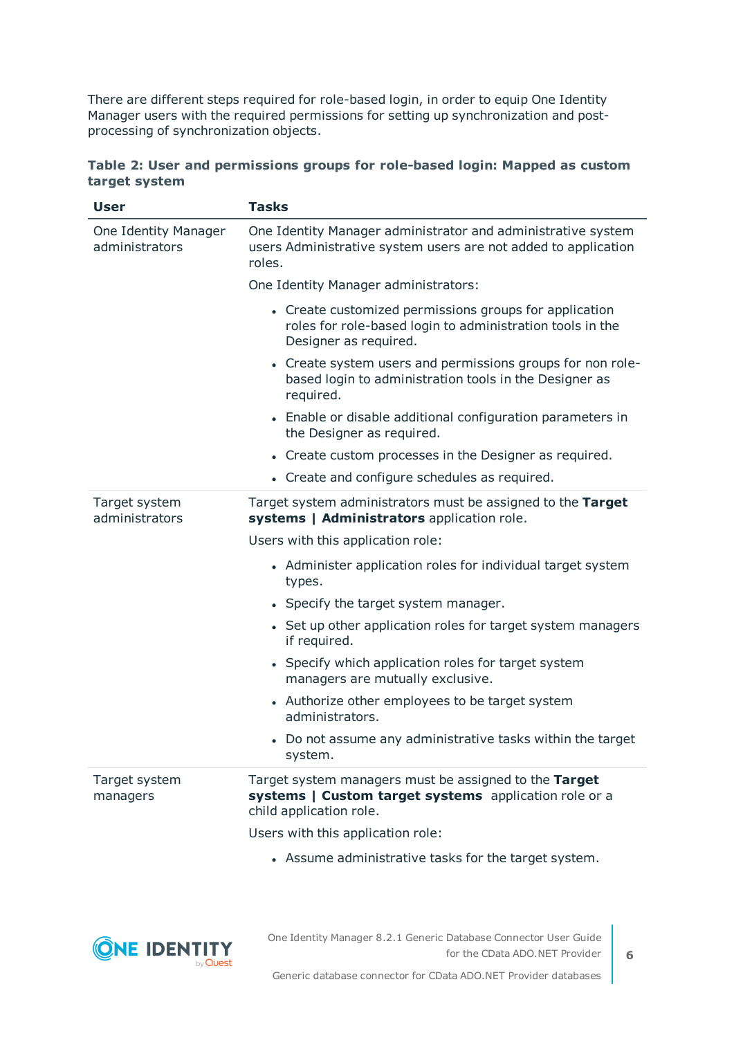There are different steps required for role-based login, in order to equip One Identity Manager users with the required permissions for setting up synchronization and post-processing of synchronization objects.

**Table 2: User and permissions groups for role-based login: Mapped as custom target system**

| User | Tasks |
|---|---|
| One Identity Manager administrators | One Identity Manager administrator and administrative system users Administrative system users are not added to application roles.<br><br>One Identity Manager administrators:<br><br>• Create customized permissions groups for application roles for role-based login to administration tools in the Designer as required.<br>• Create system users and permissions groups for non role-based login to administration tools in the Designer as required.<br>• Enable or disable additional configuration parameters in the Designer as required.<br>• Create custom processes in the Designer as required.<br>• Create and configure schedules as required. |
| Target system administrators | Target system administrators must be assigned to the **Target systems \| Administrators** application role.<br><br>Users with this application role:<br><br>• Administer application roles for individual target system types.<br>• Specify the target system manager.<br>• Set up other application roles for target system managers if required.<br>• Specify which application roles for target system managers are mutually exclusive.<br>• Authorize other employees to be target system administrators.<br>• Do not assume any administrative tasks within the target system. |
| Target system managers | Target system managers must be assigned to the **Target systems \| Custom target systems** application role or a child application role.<br><br>Users with this application role:<br><br>• Assume administrative tasks for the target system. |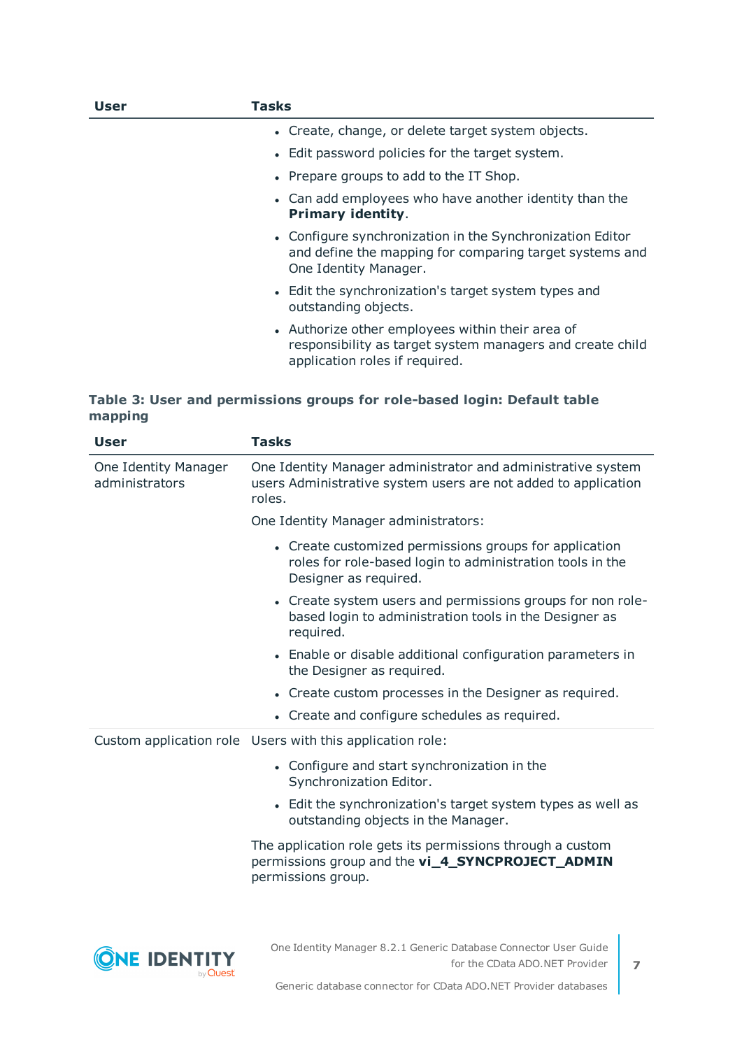| User | Tasks |
|---|---|
| | • Create, change, or delete target system objects.<br>• Edit password policies for the target system.<br>• Prepare groups to add to the IT Shop.<br>• Can add employees who have another identity than the **Primary identity**.<br>• Configure synchronization in the Synchronization Editor and define the mapping for comparing target systems and One Identity Manager.<br>• Edit the synchronization's target system types and outstanding objects.<br>• Authorize other employees within their area of responsibility as target system managers and create child application roles if required. |

**Table 3: User and permissions groups for role-based login: Default table mapping**

| User | Tasks |
|---|---|
| One Identity Manager administrators | One Identity Manager administrator and administrative system users Administrative system users are not added to application roles.<br><br>One Identity Manager administrators:<br><br>• Create customized permissions groups for application roles for role-based login to administration tools in the Designer as required.<br>• Create system users and permissions groups for non role-based login to administration tools in the Designer as required.<br>• Enable or disable additional configuration parameters in the Designer as required.<br>• Create custom processes in the Designer as required.<br>• Create and configure schedules as required. |
| Custom application role | Users with this application role:<br><br>• Configure and start synchronization in the Synchronization Editor.<br>• Edit the synchronization's target system types as well as outstanding objects in the Manager.<br><br>The application role gets its permissions through a custom permissions group and the **vi_4_SYNCPROJECT_ADMIN** permissions group. |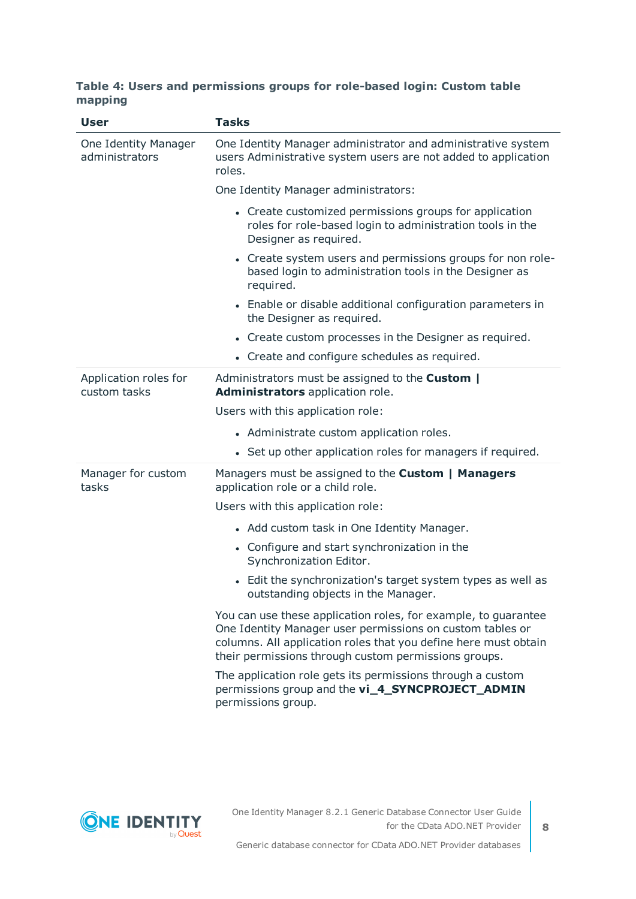**Table 4: Users and permissions groups for role-based login: Custom table mapping**

| User | Tasks |
|---|---|
| One Identity Manager administrators | One Identity Manager administrator and administrative system users Administrative system users are not added to application roles.<br><br>One Identity Manager administrators:<br><br>• Create customized permissions groups for application roles for role-based login to administration tools in the Designer as required.<br>• Create system users and permissions groups for non role-based login to administration tools in the Designer as required.<br>• Enable or disable additional configuration parameters in the Designer as required.<br>• Create custom processes in the Designer as required.<br>• Create and configure schedules as required. |
| Application roles for custom tasks | Administrators must be assigned to the **Custom \| Administrators** application role.<br><br>Users with this application role:<br><br>• Administrate custom application roles.<br>• Set up other application roles for managers if required. |
| Manager for custom tasks | Managers must be assigned to the **Custom \| Managers** application role or a child role.<br><br>Users with this application role:<br><br>• Add custom task in One Identity Manager.<br>• Configure and start synchronization in the Synchronization Editor.<br>• Edit the synchronization's target system types as well as outstanding objects in the Manager.<br><br>You can use these application roles, for example, to guarantee One Identity Manager user permissions on custom tables or columns. All application roles that you define here must obtain their permissions through custom permissions groups.<br><br>The application role gets its permissions through a custom permissions group and the **vi_4_SYNCPROJECT_ADMIN** permissions group. |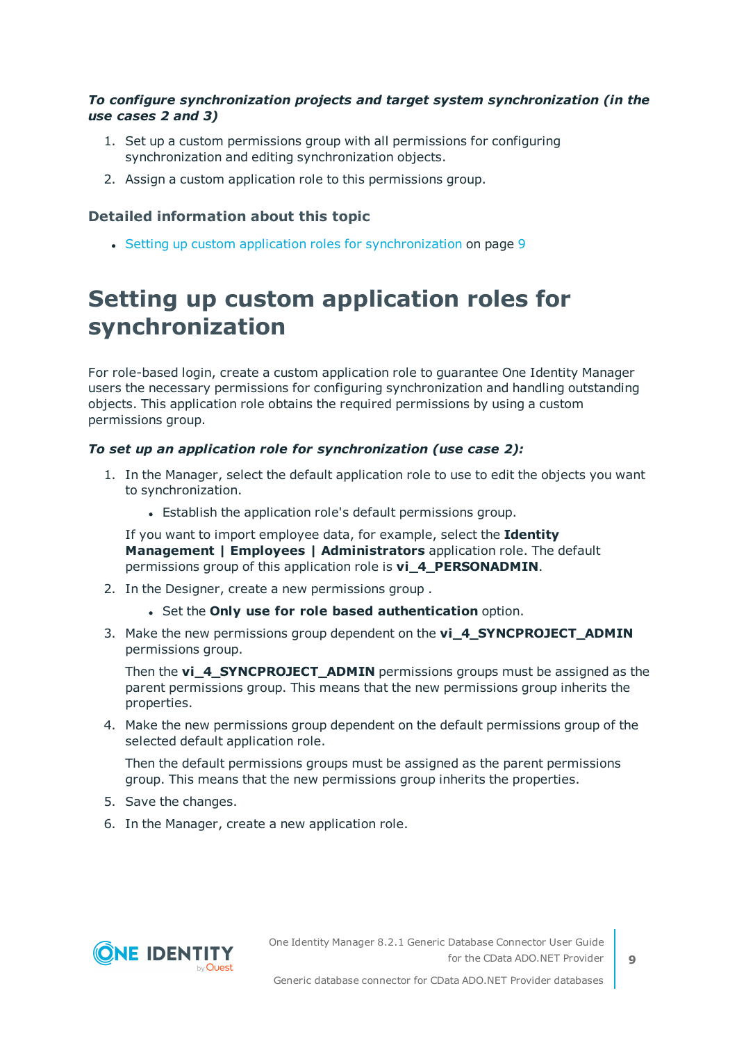***To configure synchronization projects and target system synchronization (in the use cases 2 and 3)***

1. Set up a custom permissions group with all permissions for configuring synchronization and editing synchronization objects.
2. Assign a custom application role to this permissions group.

### Detailed information about this topic

- Setting up custom application roles for synchronization on page 9

# Setting up custom application roles for synchronization

For role-based login, create a custom application role to guarantee One Identity Manager users the necessary permissions for configuring synchronization and handling outstanding objects. This application role obtains the required permissions by using a custom permissions group.

***To set up an application role for synchronization (use case 2):***

1. In the Manager, select the default application role to use to edit the objects you want to synchronization.
   - Establish the application role's default permissions group.

   If you want to import employee data, for example, select the **Identity Management | Employees | Administrators** application role. The default permissions group of this application role is **vi_4_PERSONADMIN**.
2. In the Designer, create a new permissions group .
   - Set the **Only use for role based authentication** option.
3. Make the new permissions group dependent on the **vi_4_SYNCPROJECT_ADMIN** permissions group.

   Then the **vi_4_SYNCPROJECT_ADMIN** permissions groups must be assigned as the parent permissions group. This means that the new permissions group inherits the properties.
4. Make the new permissions group dependent on the default permissions group of the selected default application role.

   Then the default permissions groups must be assigned as the parent permissions group. This means that the new permissions group inherits the properties.
5. Save the changes.
6. In the Manager, create a new application role.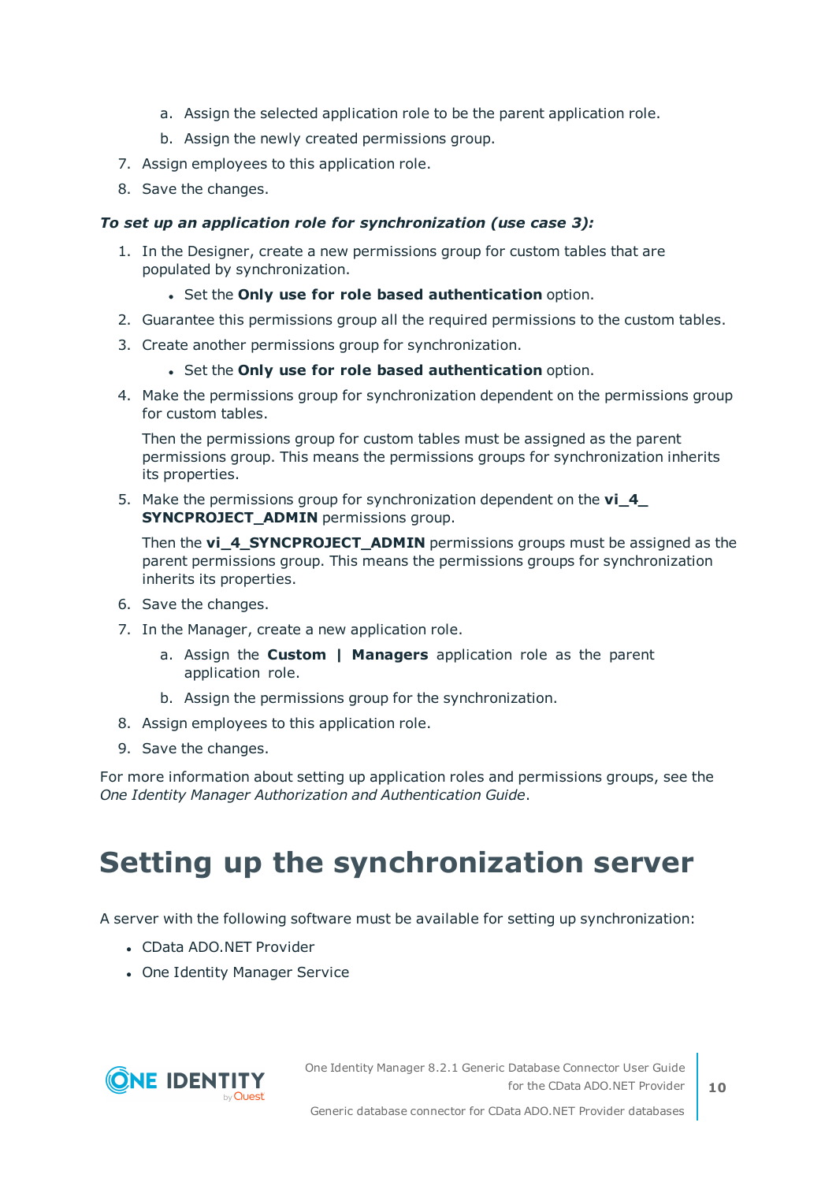a. Assign the selected application role to be the parent application role.

   b. Assign the newly created permissions group.

7. Assign employees to this application role.
8. Save the changes.

***To set up an application role for synchronization (use case 3):***

1. In the Designer, create a new permissions group for custom tables that are populated by synchronization.
   - Set the **Only use for role based authentication** option.
2. Guarantee this permissions group all the required permissions to the custom tables.
3. Create another permissions group for synchronization.
   - Set the **Only use for role based authentication** option.
4. Make the permissions group for synchronization dependent on the permissions group for custom tables.

   Then the permissions group for custom tables must be assigned as the parent permissions group. This means the permissions groups for synchronization inherits its properties.
5. Make the permissions group for synchronization dependent on the **vi_4_SYNCPROJECT_ADMIN** permissions group.

   Then the **vi_4_SYNCPROJECT_ADMIN** permissions groups must be assigned as the parent permissions group. This means the permissions groups for synchronization inherits its properties.
6. Save the changes.
7. In the Manager, create a new application role.

   a. Assign the **Custom | Managers** application role as the parent application role.

   b. Assign the permissions group for the synchronization.
8. Assign employees to this application role.
9. Save the changes.

For more information about setting up application roles and permissions groups, see the *One Identity Manager Authorization and Authentication Guide*.

# Setting up the synchronization server

A server with the following software must be available for setting up synchronization:

- CData ADO.NET Provider
- One Identity Manager Service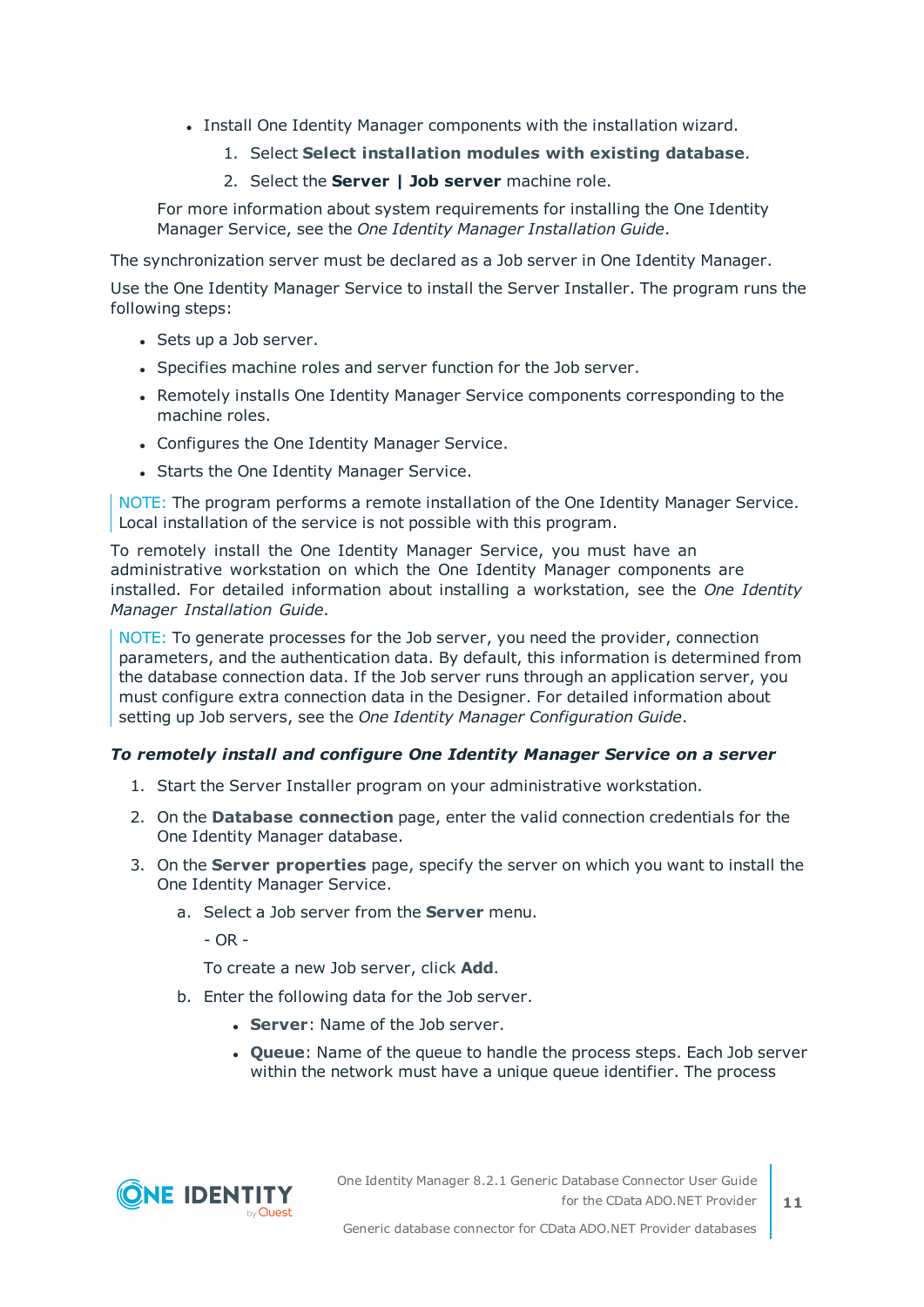- Install One Identity Manager components with the installation wizard.
    1. Select **Select installation modules with existing database**.
    2. Select the **Server | Job server** machine role.

  For more information about system requirements for installing the One Identity Manager Service, see the *One Identity Manager Installation Guide*.

The synchronization server must be declared as a Job server in One Identity Manager.

Use the One Identity Manager Service to install the Server Installer. The program runs the following steps:

- Sets up a Job server.
- Specifies machine roles and server function for the Job server.
- Remotely installs One Identity Manager Service components corresponding to the machine roles.
- Configures the One Identity Manager Service.
- Starts the One Identity Manager Service.

NOTE: The program performs a remote installation of the One Identity Manager Service. Local installation of the service is not possible with this program.

To remotely install the One Identity Manager Service, you must have an administrative workstation on which the One Identity Manager components are installed. For detailed information about installing a workstation, see the *One Identity Manager Installation Guide*.

NOTE: To generate processes for the Job server, you need the provider, connection parameters, and the authentication data. By default, this information is determined from the database connection data. If the Job server runs through an application server, you must configure extra connection data in the Designer. For detailed information about setting up Job servers, see the *One Identity Manager Configuration Guide*.

***To remotely install and configure One Identity Manager Service on a server***

1. Start the Server Installer program on your administrative workstation.
2. On the **Database connection** page, enter the valid connection credentials for the One Identity Manager database.
3. On the **Server properties** page, specify the server on which you want to install the One Identity Manager Service.
    a. Select a Job server from the **Server** menu.

       - OR -

       To create a new Job server, click **Add**.
    b. Enter the following data for the Job server.
        - **Server**: Name of the Job server.
        - **Queue**: Name of the queue to handle the process steps. Each Job server within the network must have a unique queue identifier. The process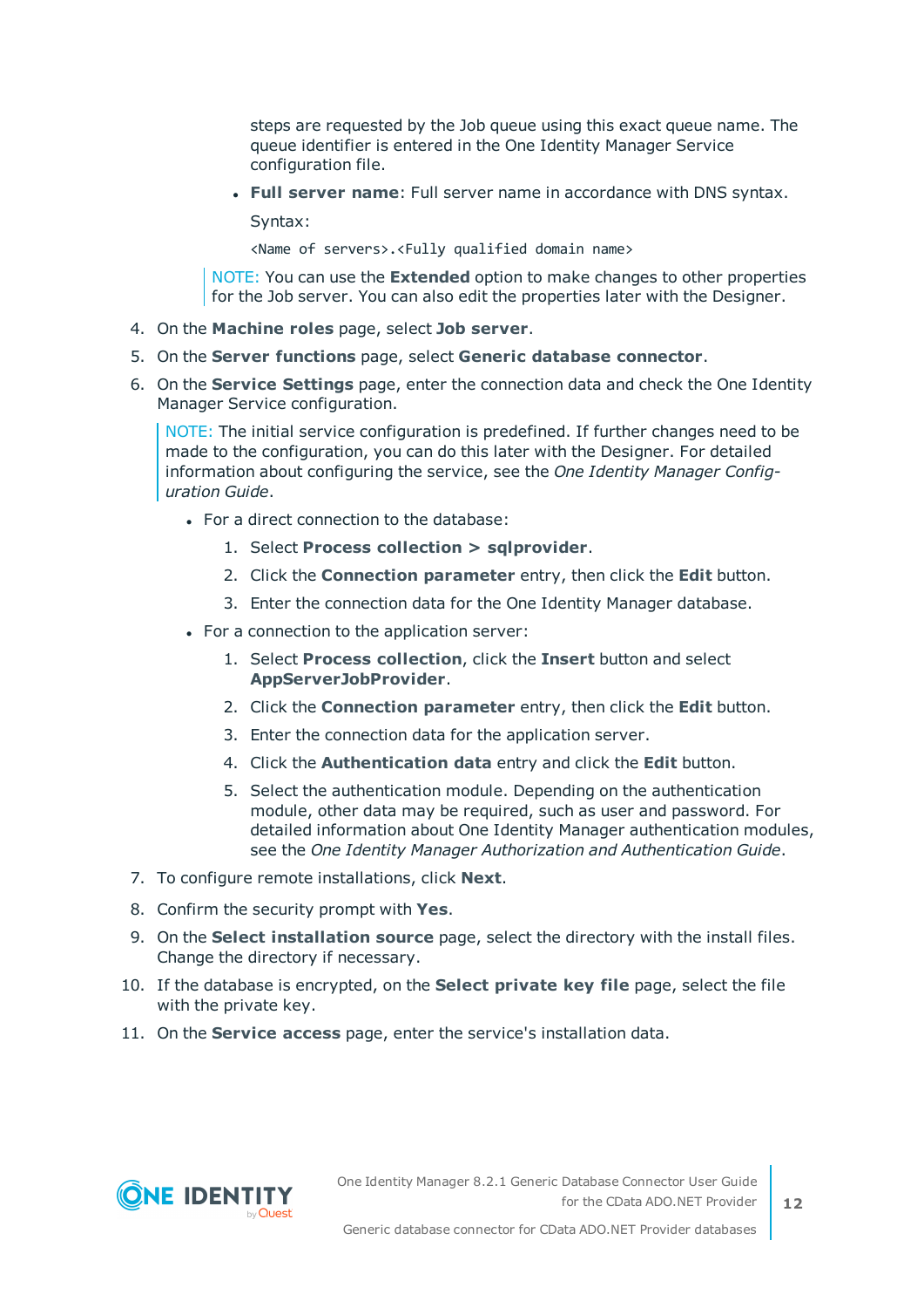steps are requested by the Job queue using this exact queue name. The queue identifier is entered in the One Identity Manager Service configuration file.

- **Full server name**: Full server name in accordance with DNS syntax.

  Syntax:

  `<Name of servers>.<Fully qualified domain name>`

> NOTE: You can use the **Extended** option to make changes to other properties for the Job server. You can also edit the properties later with the Designer.

4. On the **Machine roles** page, select **Job server**.
5. On the **Server functions** page, select **Generic database connector**.
6. On the **Service Settings** page, enter the connection data and check the One Identity Manager Service configuration.

   > NOTE: The initial service configuration is predefined. If further changes need to be made to the configuration, you can do this later with the Designer. For detailed information about configuring the service, see the *One Identity Manager Configuration Guide*.

   - For a direct connection to the database:
     1. Select **Process collection > sqlprovider**.
     2. Click the **Connection parameter** entry, then click the **Edit** button.
     3. Enter the connection data for the One Identity Manager database.
   - For a connection to the application server:
     1. Select **Process collection**, click the **Insert** button and select **AppServerJobProvider**.
     2. Click the **Connection parameter** entry, then click the **Edit** button.
     3. Enter the connection data for the application server.
     4. Click the **Authentication data** entry and click the **Edit** button.
     5. Select the authentication module. Depending on the authentication module, other data may be required, such as user and password. For detailed information about One Identity Manager authentication modules, see the *One Identity Manager Authorization and Authentication Guide*.
7. To configure remote installations, click **Next**.
8. Confirm the security prompt with **Yes**.
9. On the **Select installation source** page, select the directory with the install files. Change the directory if necessary.
10. If the database is encrypted, on the **Select private key file** page, select the file with the private key.
11. On the **Service access** page, enter the service's installation data.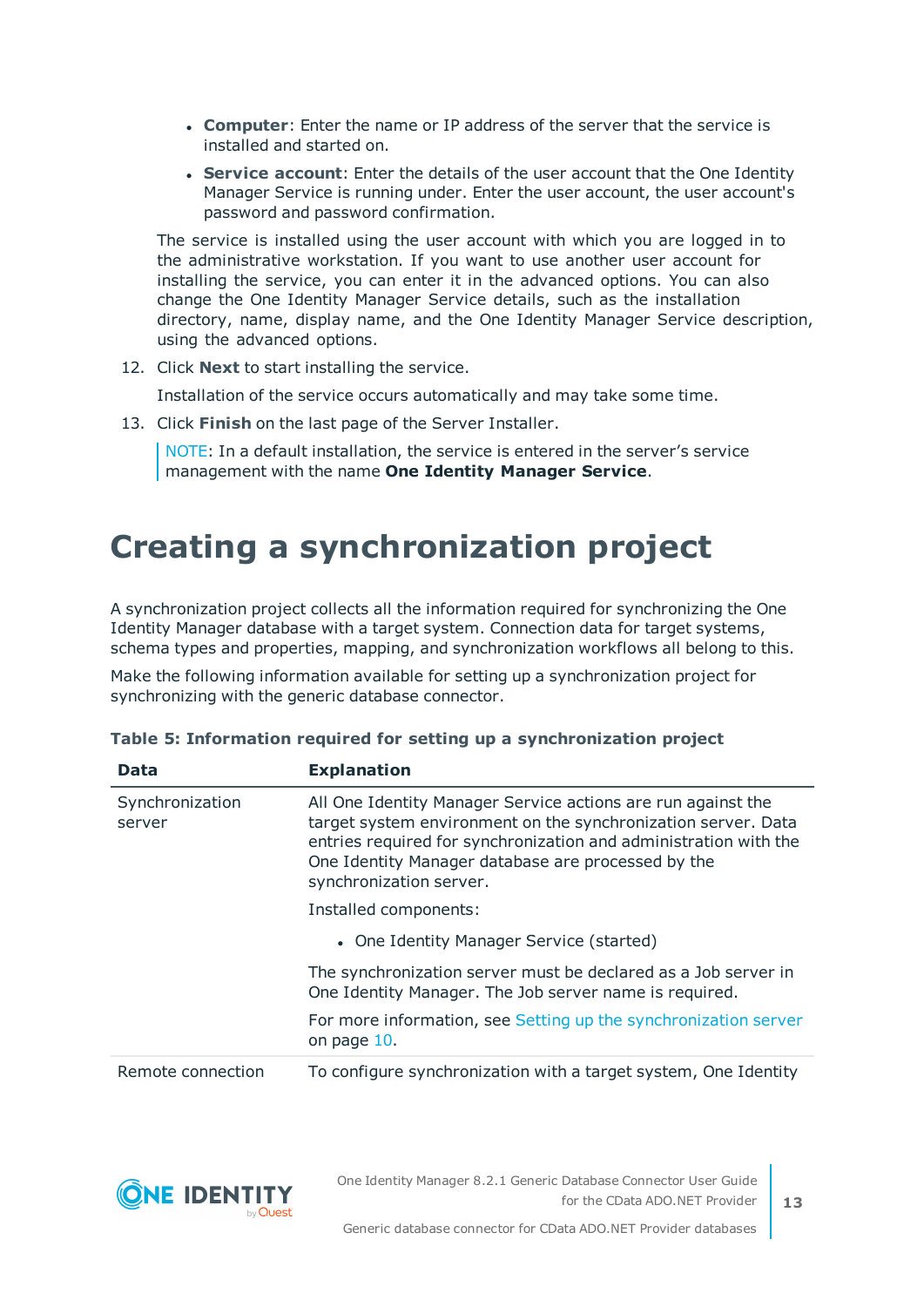- **Computer**: Enter the name or IP address of the server that the service is installed and started on.
- **Service account**: Enter the details of the user account that the One Identity Manager Service is running under. Enter the user account, the user account's password and password confirmation.

 The service is installed using the user account with which you are logged in to the administrative workstation. If you want to use another user account for installing the service, you can enter it in the advanced options. You can also change the One Identity Manager Service details, such as the installation directory, name, display name, and the One Identity Manager Service description, using the advanced options.

12. Click **Next** to start installing the service.

 Installation of the service occurs automatically and may take some time.

13. Click **Finish** on the last page of the Server Installer.

 NOTE: In a default installation, the service is entered in the server's service management with the name **One Identity Manager Service**.

# Creating a synchronization project

A synchronization project collects all the information required for synchronizing the One Identity Manager database with a target system. Connection data for target systems, schema types and properties, mapping, and synchronization workflows all belong to this.

Make the following information available for setting up a synchronization project for synchronizing with the generic database connector.

**Table 5: Information required for setting up a synchronization project**

| Data | Explanation |
|---|---|
| Synchronization server | All One Identity Manager Service actions are run against the target system environment on the synchronization server. Data entries required for synchronization and administration with the One Identity Manager database are processed by the synchronization server.<br><br>Installed components:<br><br>- One Identity Manager Service (started)<br><br>The synchronization server must be declared as a Job server in One Identity Manager. The Job server name is required.<br><br>For more information, see Setting up the synchronization server on page 10. |
| Remote connection | To configure synchronization with a target system, One Identity |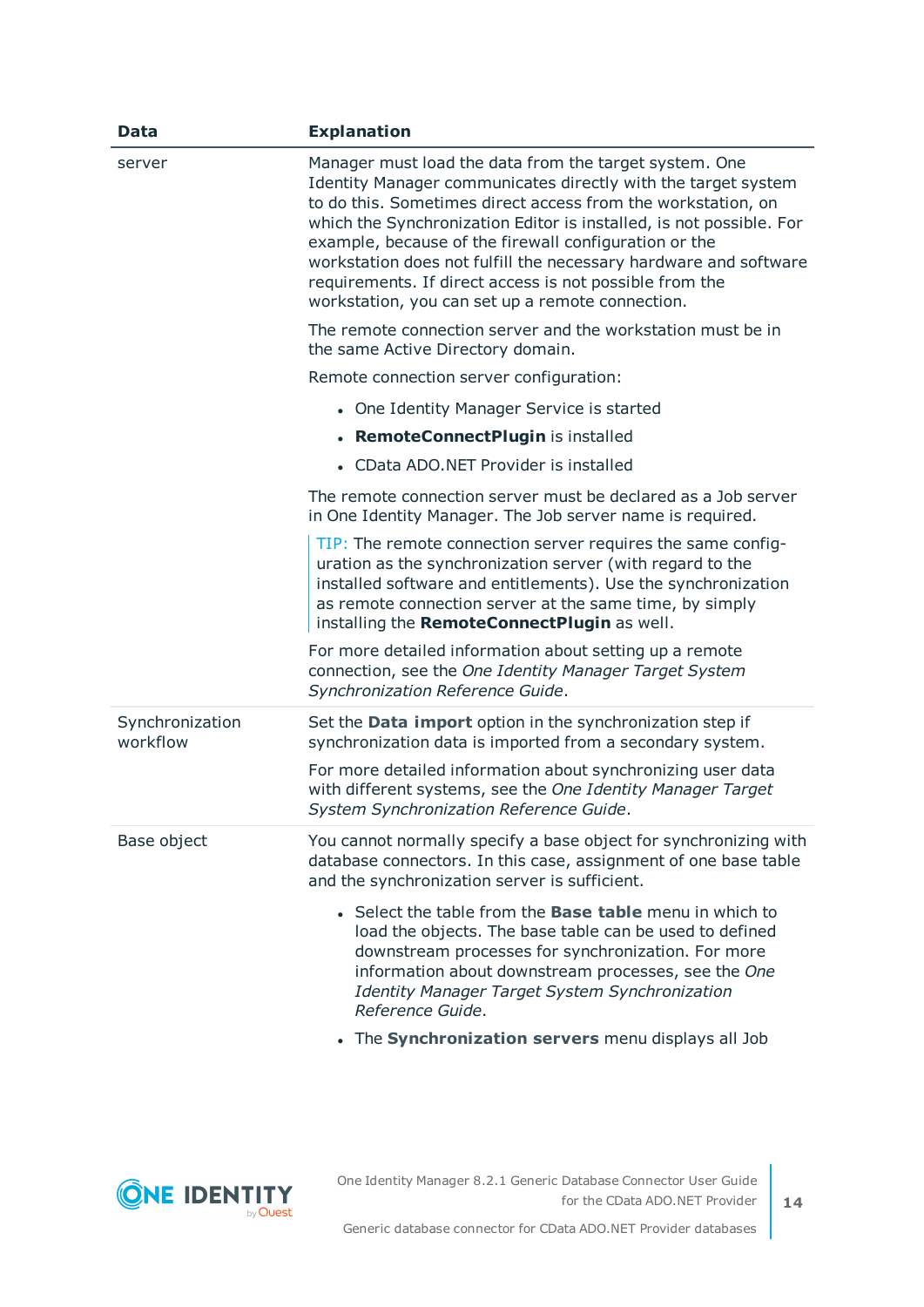| Data | Explanation |
|---|---|
| server | Manager must load the data from the target system. One Identity Manager communicates directly with the target system to do this. Sometimes direct access from the workstation, on which the Synchronization Editor is installed, is not possible. For example, because of the firewall configuration or the workstation does not fulfill the necessary hardware and software requirements. If direct access is not possible from the workstation, you can set up a remote connection.<br><br>The remote connection server and the workstation must be in the same Active Directory domain.<br><br>Remote connection server configuration:<br><br>• One Identity Manager Service is started<br>• **RemoteConnectPlugin** is installed<br>• CData ADO.NET Provider is installed<br><br>The remote connection server must be declared as a Job server in One Identity Manager. The Job server name is required.<br><br>TIP: The remote connection server requires the same configuration as the synchronization server (with regard to the installed software and entitlements). Use the synchronization as remote connection server at the same time, by simply installing the **RemoteConnectPlugin** as well.<br><br>For more detailed information about setting up a remote connection, see the *One Identity Manager Target System Synchronization Reference Guide*. |
| Synchronization workflow | Set the **Data import** option in the synchronization step if synchronization data is imported from a secondary system.<br><br>For more detailed information about synchronizing user data with different systems, see the *One Identity Manager Target System Synchronization Reference Guide*. |
| Base object | You cannot normally specify a base object for synchronizing with database connectors. In this case, assignment of one base table and the synchronization server is sufficient.<br><br>• Select the table from the **Base table** menu in which to load the objects. The base table can be used to defined downstream processes for synchronization. For more information about downstream processes, see the *One Identity Manager Target System Synchronization Reference Guide*.<br>• The **Synchronization servers** menu displays all Job |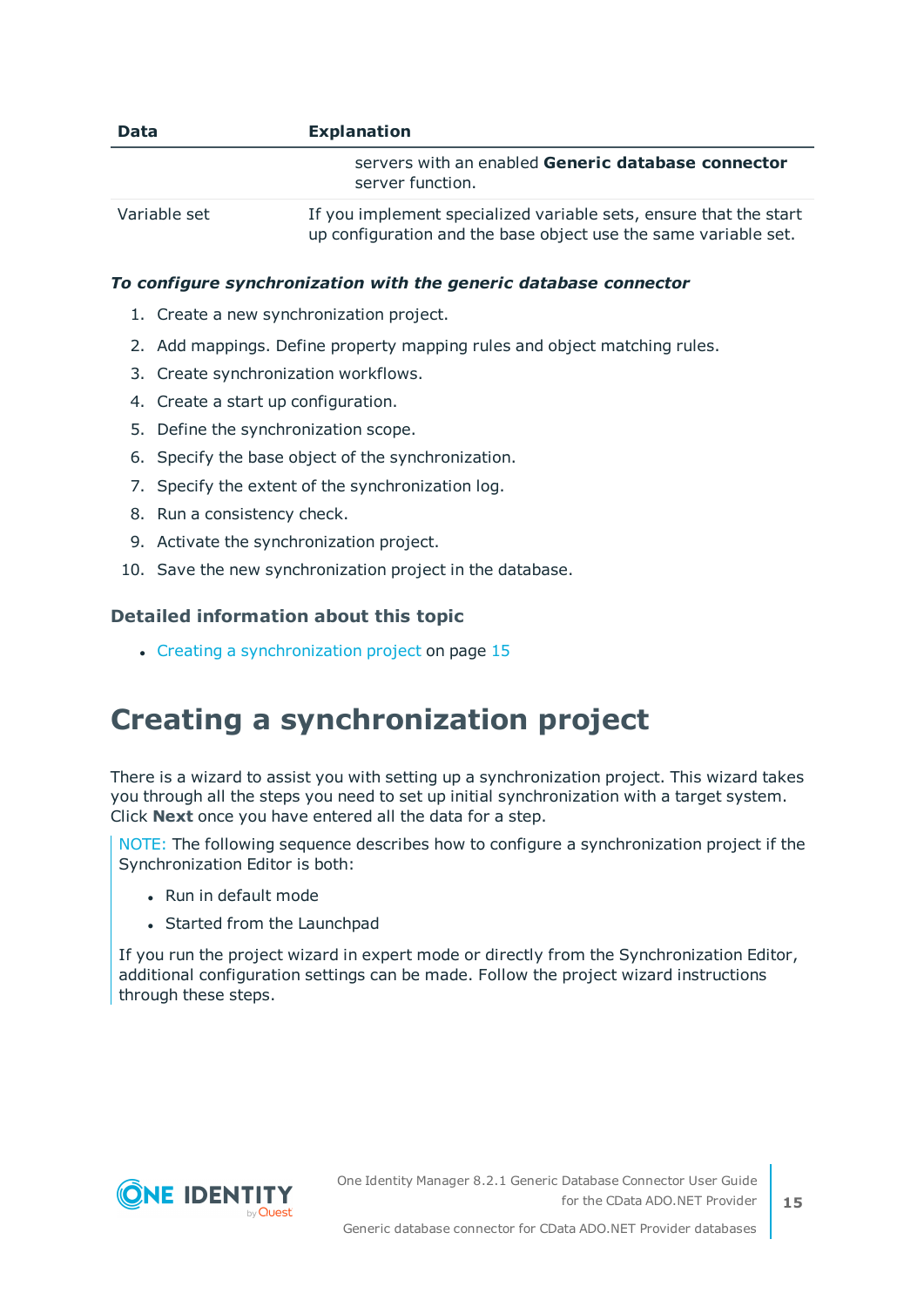| Data | Explanation |
|---|---|
| | servers with an enabled **Generic database connector** server function. |
| Variable set | If you implement specialized variable sets, ensure that the start up configuration and the base object use the same variable set. |

***To configure synchronization with the generic database connector***

1. Create a new synchronization project.
2. Add mappings. Define property mapping rules and object matching rules.
3. Create synchronization workflows.
4. Create a start up configuration.
5. Define the synchronization scope.
6. Specify the base object of the synchronization.
7. Specify the extent of the synchronization log.
8. Run a consistency check.
9. Activate the synchronization project.
10. Save the new synchronization project in the database.

### Detailed information about this topic

- Creating a synchronization project on page 15

# Creating a synchronization project

There is a wizard to assist you with setting up a synchronization project. This wizard takes you through all the steps you need to set up initial synchronization with a target system. Click **Next** once you have entered all the data for a step.

NOTE: The following sequence describes how to configure a synchronization project if the Synchronization Editor is both:

- Run in default mode
- Started from the Launchpad

If you run the project wizard in expert mode or directly from the Synchronization Editor, additional configuration settings can be made. Follow the project wizard instructions through these steps.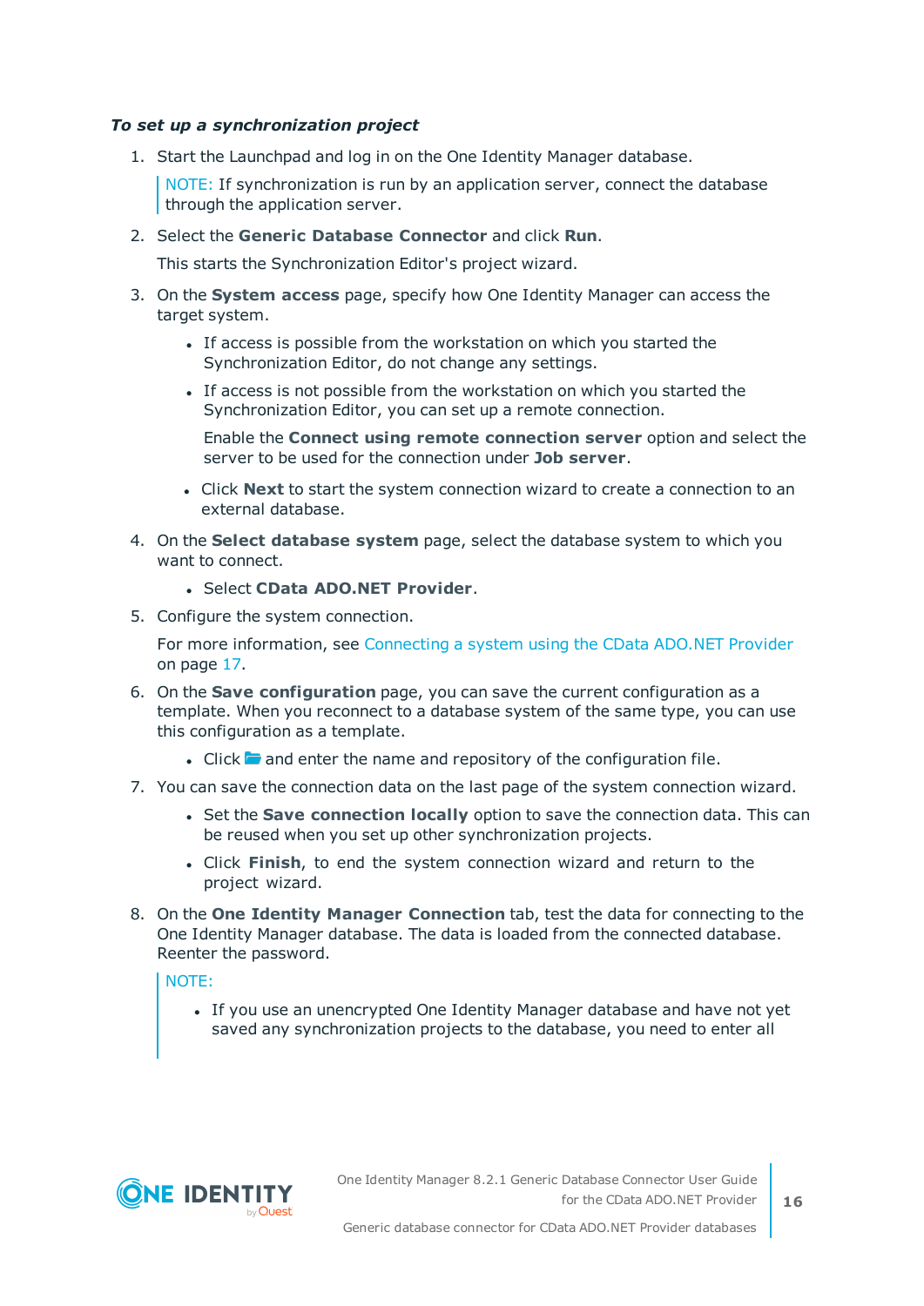***To set up a synchronization project***

1. Start the Launchpad and log in on the One Identity Manager database.

   > NOTE: If synchronization is run by an application server, connect the database through the application server.

2. Select the **Generic Database Connector** and click **Run**.

   This starts the Synchronization Editor's project wizard.

3. On the **System access** page, specify how One Identity Manager can access the target system.

   - If access is possible from the workstation on which you started the Synchronization Editor, do not change any settings.
   - If access is not possible from the workstation on which you started the Synchronization Editor, you can set up a remote connection.

     Enable the **Connect using remote connection server** option and select the server to be used for the connection under **Job server**.

   - Click **Next** to start the system connection wizard to create a connection to an external database.

4. On the **Select database system** page, select the database system to which you want to connect.

   - Select **CData ADO.NET Provider**.

5. Configure the system connection.

   For more information, see Connecting a system using the CData ADO.NET Provider on page 17.

6. On the **Save configuration** page, you can save the current configuration as a template. When you reconnect to a database system of the same type, you can use this configuration as a template.

   - Click and enter the name and repository of the configuration file.

7. You can save the connection data on the last page of the system connection wizard.

   - Set the **Save connection locally** option to save the connection data. This can be reused when you set up other synchronization projects.
   - Click **Finish**, to end the system connection wizard and return to the project wizard.

8. On the **One Identity Manager Connection** tab, test the data for connecting to the One Identity Manager database. The data is loaded from the connected database. Reenter the password.

   > NOTE:
   >
   > - If you use an unencrypted One Identity Manager database and have not yet saved any synchronization projects to the database, you need to enter all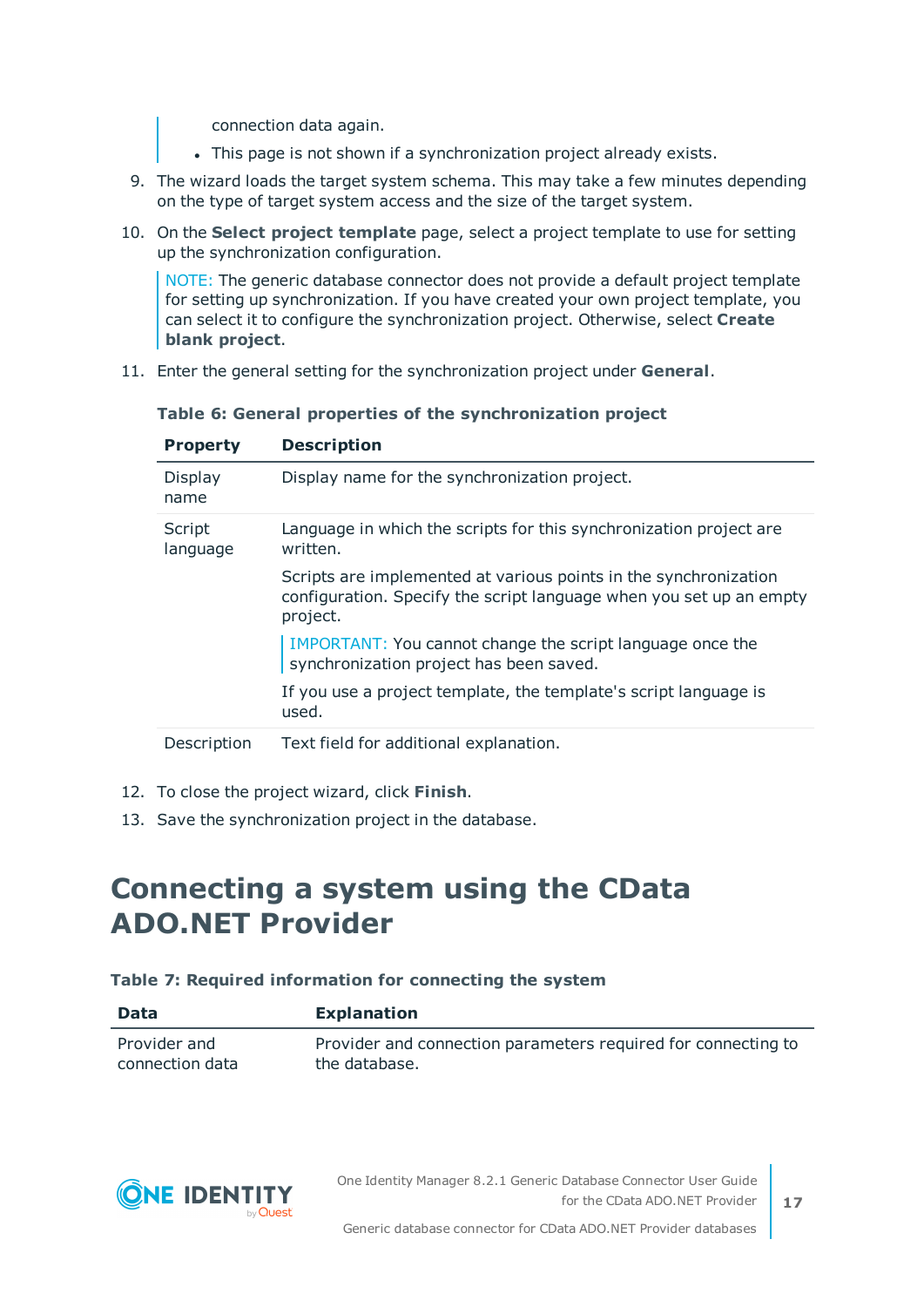connection data again.

- This page is not shown if a synchronization project already exists.

9. The wizard loads the target system schema. This may take a few minutes depending on the type of target system access and the size of the target system.
10. On the **Select project template** page, select a project template to use for setting up the synchronization configuration.

    NOTE: The generic database connector does not provide a default project template for setting up synchronization. If you have created your own project template, you can select it to configure the synchronization project. Otherwise, select **Create blank project**.

11. Enter the general setting for the synchronization project under **General**.

**Table 6: General properties of the synchronization project**

| Property | Description |
|---|---|
| Display name | Display name for the synchronization project. |
| Script language | Language in which the scripts for this synchronization project are written.<br><br>Scripts are implemented at various points in the synchronization configuration. Specify the script language when you set up an empty project.<br><br>IMPORTANT: You cannot change the script language once the synchronization project has been saved.<br><br>If you use a project template, the template's script language is used. |
| Description | Text field for additional explanation. |

12. To close the project wizard, click **Finish**.
13. Save the synchronization project in the database.

# Connecting a system using the CData ADO.NET Provider

**Table 7: Required information for connecting the system**

| Data | Explanation |
|---|---|
| Provider and connection data | Provider and connection parameters required for connecting to the database. |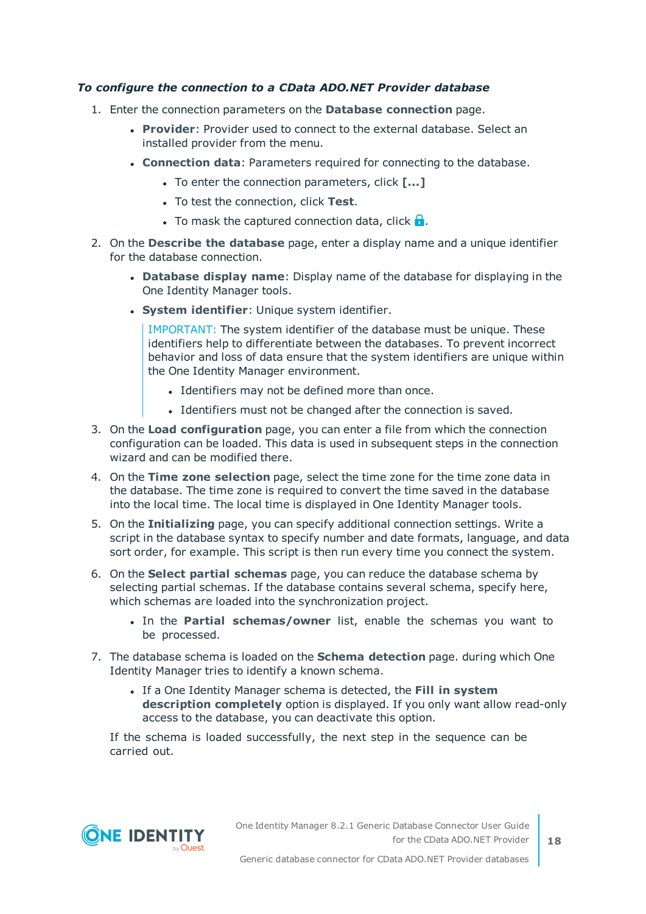***To configure the connection to a CData ADO.NET Provider database***

1. Enter the connection parameters on the **Database connection** page.
   - **Provider**: Provider used to connect to the external database. Select an installed provider from the menu.
   - **Connection data**: Parameters required for connecting to the database.
     - To enter the connection parameters, click **[...]**
     - To test the connection, click **Test**.
     - To mask the captured connection data, click 🔒.
2. On the **Describe the database** page, enter a display name and a unique identifier for the database connection.
   - **Database display name**: Display name of the database for displaying in the One Identity Manager tools.
   - **System identifier**: Unique system identifier.

     IMPORTANT: The system identifier of the database must be unique. These identifiers help to differentiate between the databases. To prevent incorrect behavior and loss of data ensure that the system identifiers are unique within the One Identity Manager environment.

     - Identifiers may not be defined more than once.
     - Identifiers must not be changed after the connection is saved.
3. On the **Load configuration** page, you can enter a file from which the connection configuration can be loaded. This data is used in subsequent steps in the connection wizard and can be modified there.
4. On the **Time zone selection** page, select the time zone for the time zone data in the database. The time zone is required to convert the time saved in the database into the local time. The local time is displayed in One Identity Manager tools.
5. On the **Initializing** page, you can specify additional connection settings. Write a script in the database syntax to specify number and date formats, language, and data sort order, for example. This script is then run every time you connect the system.
6. On the **Select partial schemas** page, you can reduce the database schema by selecting partial schemas. If the database contains several schema, specify here, which schemas are loaded into the synchronization project.
   - In the **Partial schemas/owner** list, enable the schemas you want to be processed.
7. The database schema is loaded on the **Schema detection** page. during which One Identity Manager tries to identify a known schema.
   - If a One Identity Manager schema is detected, the **Fill in system description completely** option is displayed. If you only want allow read-only access to the database, you can deactivate this option.

   If the schema is loaded successfully, the next step in the sequence can be carried out.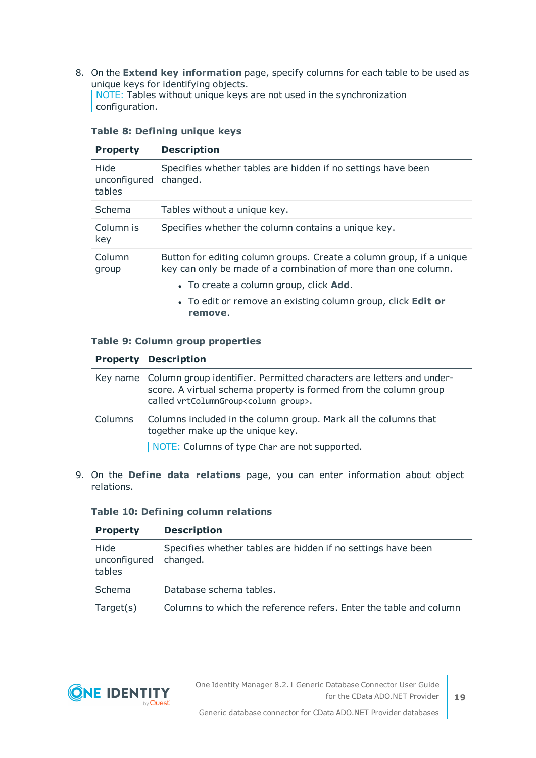8. On the **Extend key information** page, specify columns for each table to be used as unique keys for identifying objects.

   NOTE: Tables without unique keys are not used in the synchronization configuration.

**Table 8: Defining unique keys**

| Property | Description |
|---|---|
| Hide unconfigured tables | Specifies whether tables are hidden if no settings have been changed. |
| Schema | Tables without a unique key. |
| Column is key | Specifies whether the column contains a unique key. |
| Column group | Button for editing column groups. Create a column group, if a unique key can only be made of a combination of more than one column.<br>• To create a column group, click **Add**.<br>• To edit or remove an existing column group, click **Edit or remove**. |

**Table 9: Column group properties**

| Property | Description |
|---|---|
| Key name | Column group identifier. Permitted characters are letters and underscore. A virtual schema property is formed from the column group called `vrtColumnGroup<column group>`. |
| Columns | Columns included in the column group. Mark all the columns that together make up the unique key.<br>NOTE: Columns of type `Char` are not supported. |

9. On the **Define data relations** page, you can enter information about object relations.

**Table 10: Defining column relations**

| Property | Description |
|---|---|
| Hide unconfigured tables | Specifies whether tables are hidden if no settings have been changed. |
| Schema | Database schema tables. |
| Target(s) | Columns to which the reference refers. Enter the table and column |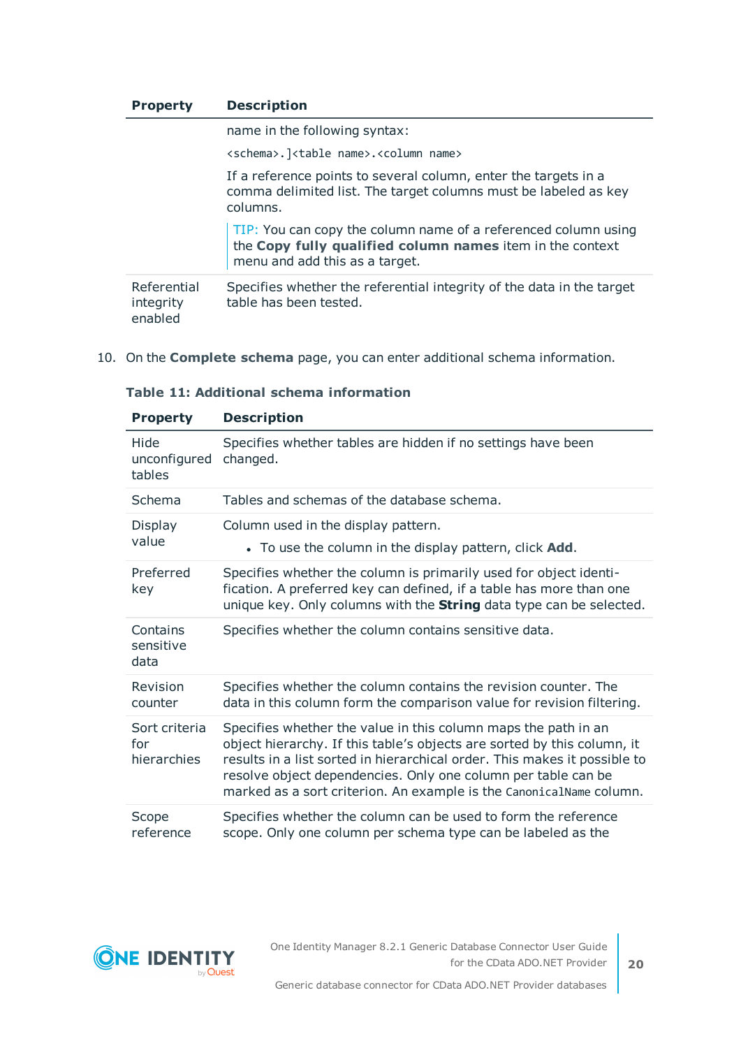| Property | Description |
| --- | --- |
| | name in the following syntax:<br>`<schema>.]<table name>.<column name>`<br>If a reference points to several column, enter the targets in a comma delimited list. The target columns must be labeled as key columns.<br>TIP: You can copy the column name of a referenced column using the **Copy fully qualified column names** item in the context menu and add this as a target. |
| Referential integrity enabled | Specifies whether the referential integrity of the data in the target table has been tested. |

10. On the **Complete schema** page, you can enter additional schema information.

**Table 11: Additional schema information**

| Property | Description |
| --- | --- |
| Hide unconfigured tables | Specifies whether tables are hidden if no settings have been changed. |
| Schema | Tables and schemas of the database schema. |
| Display value | Column used in the display pattern.<br>• To use the column in the display pattern, click **Add**. |
| Preferred key | Specifies whether the column is primarily used for object identification. A preferred key can defined, if a table has more than one unique key. Only columns with the **String** data type can be selected. |
| Contains sensitive data | Specifies whether the column contains sensitive data. |
| Revision counter | Specifies whether the column contains the revision counter. The data in this column form the comparison value for revision filtering. |
| Sort criteria for hierarchies | Specifies whether the value in this column maps the path in an object hierarchy. If this table's objects are sorted by this column, it results in a list sorted in hierarchical order. This makes it possible to resolve object dependencies. Only one column per table can be marked as a sort criterion. An example is the `CanonicalName` column. |
| Scope reference | Specifies whether the column can be used to form the reference scope. Only one column per schema type can be labeled as the |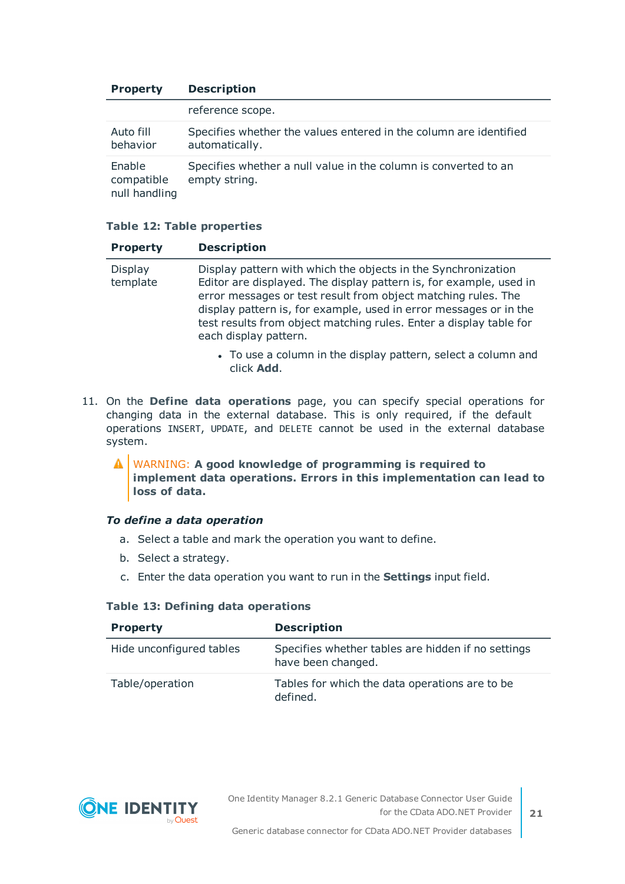| Property | Description |
|---|---|
| | reference scope. |
| Auto fill behavior | Specifies whether the values entered in the column are identified automatically. |
| Enable compatible null handling | Specifies whether a null value in the column is converted to an empty string. |

**Table 12: Table properties**

| Property | Description |
|---|---|
| Display template | Display pattern with which the objects in the Synchronization Editor are displayed. The display pattern is, for example, used in error messages or test result from object matching rules. The display pattern is, for example, used in error messages or in the test results from object matching rules. Enter a display table for each display pattern.<br><br>• To use a column in the display pattern, select a column and click **Add**. |

11. On the **Define data operations** page, you can specify special operations for changing data in the external database. This is only required, if the default operations `INSERT`, `UPDATE`, and `DELETE` cannot be used in the external database system.

    ⚠ WARNING: **A good knowledge of programming is required to implement data operations. Errors in this implementation can lead to loss of data.**

    ***To define a data operation***

    a. Select a table and mark the operation you want to define.

    b. Select a strategy.

    c. Enter the data operation you want to run in the **Settings** input field.

**Table 13: Defining data operations**

| Property | Description |
|---|---|
| Hide unconfigured tables | Specifies whether tables are hidden if no settings have been changed. |
| Table/operation | Tables for which the data operations are to be defined. |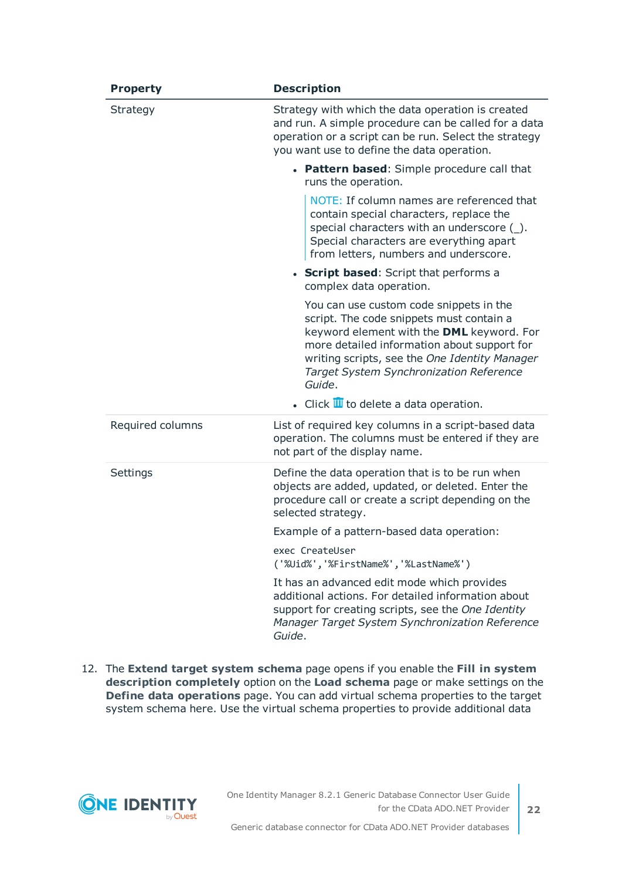| Property | Description |
| --- | --- |
| Strategy | Strategy with which the data operation is created and run. A simple procedure can be called for a data operation or a script can be run. Select the strategy you want use to define the data operation.<br><br>- **Pattern based**: Simple procedure call that runs the operation.<br><br>  NOTE: If column names are referenced that contain special characters, replace the special characters with an underscore (_). Special characters are everything apart from letters, numbers and underscore.<br><br>- **Script based**: Script that performs a complex data operation.<br><br>  You can use custom code snippets in the script. The code snippets must contain a keyword element with the **DML** keyword. For more detailed information about support for writing scripts, see the *One Identity Manager Target System Synchronization Reference Guide*.<br><br>- Click 🗑 to delete a data operation. |
| Required columns | List of required key columns in a script-based data operation. The columns must be entered if they are not part of the display name. |
| Settings | Define the data operation that is to be run when objects are added, updated, or deleted. Enter the procedure call or create a script depending on the selected strategy.<br><br>Example of a pattern-based data operation:<br><br>`exec CreateUser ('%Uid%','%FirstName%','%LastName%')`<br><br>It has an advanced edit mode which provides additional actions. For detailed information about support for creating scripts, see the *One Identity Manager Target System Synchronization Reference Guide*. |

12. The **Extend target system schema** page opens if you enable the **Fill in system description completely** option on the **Load schema** page or make settings on the **Define data operations** page. You can add virtual schema properties to the target system schema here. Use the virtual schema properties to provide additional data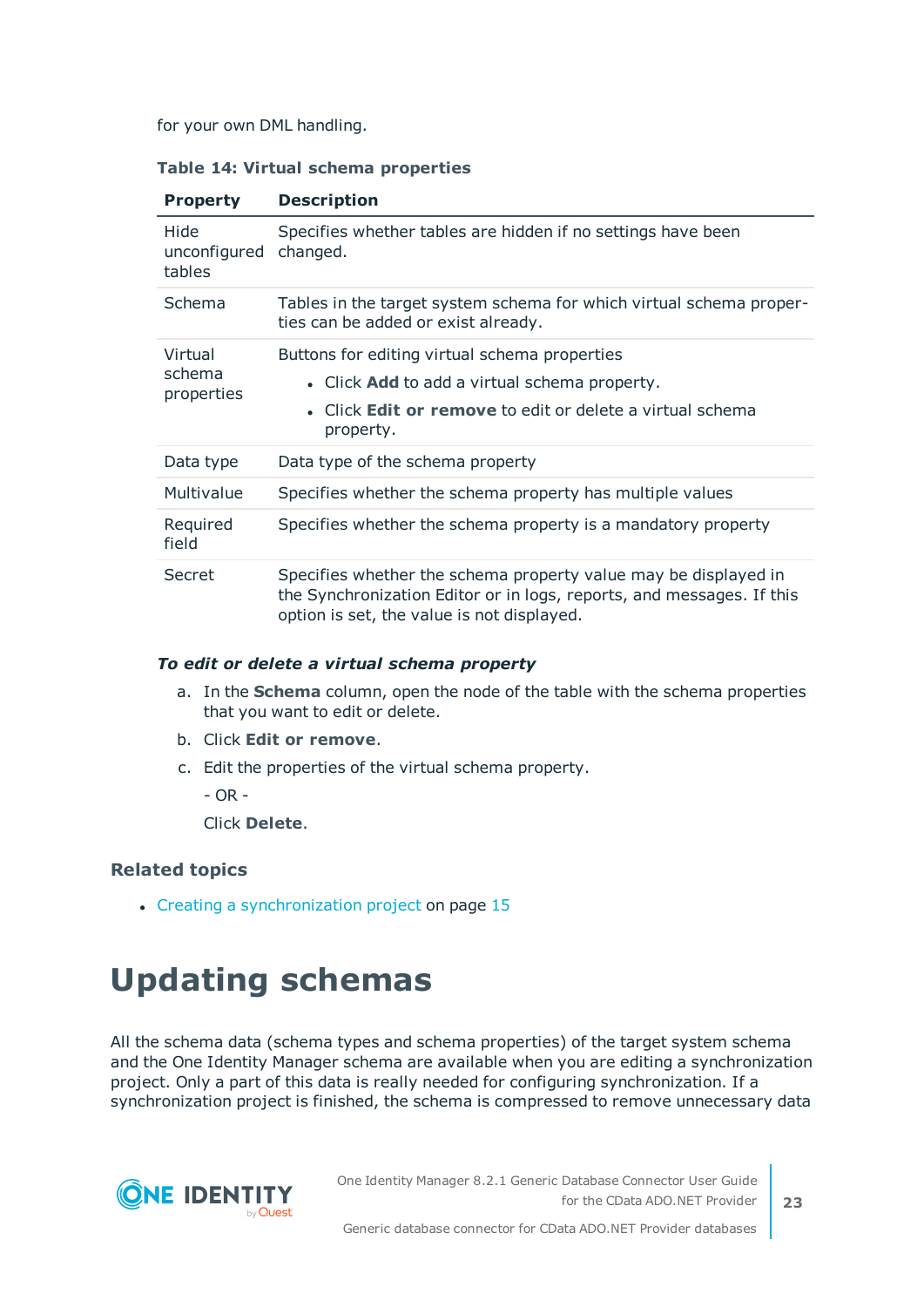for your own DML handling.

**Table 14: Virtual schema properties**

| Property | Description |
|---|---|
| Hide unconfigured tables | Specifies whether tables are hidden if no settings have been changed. |
| Schema | Tables in the target system schema for which virtual schema properties can be added or exist already. |
| Virtual schema properties | Buttons for editing virtual schema properties<br>• Click **Add** to add a virtual schema property.<br>• Click **Edit or remove** to edit or delete a virtual schema property. |
| Data type | Data type of the schema property |
| Multivalue | Specifies whether the schema property has multiple values |
| Required field | Specifies whether the schema property is a mandatory property |
| Secret | Specifies whether the schema property value may be displayed in the Synchronization Editor or in logs, reports, and messages. If this option is set, the value is not displayed. |

***To edit or delete a virtual schema property***

a. In the **Schema** column, open the node of the table with the schema properties that you want to edit or delete.

b. Click **Edit or remove**.

c. Edit the properties of the virtual schema property.

   - OR -

   Click **Delete**.

### Related topics

- Creating a synchronization project on page 15

# Updating schemas

All the schema data (schema types and schema properties) of the target system schema and the One Identity Manager schema are available when you are editing a synchronization project. Only a part of this data is really needed for configuring synchronization. If a synchronization project is finished, the schema is compressed to remove unnecessary data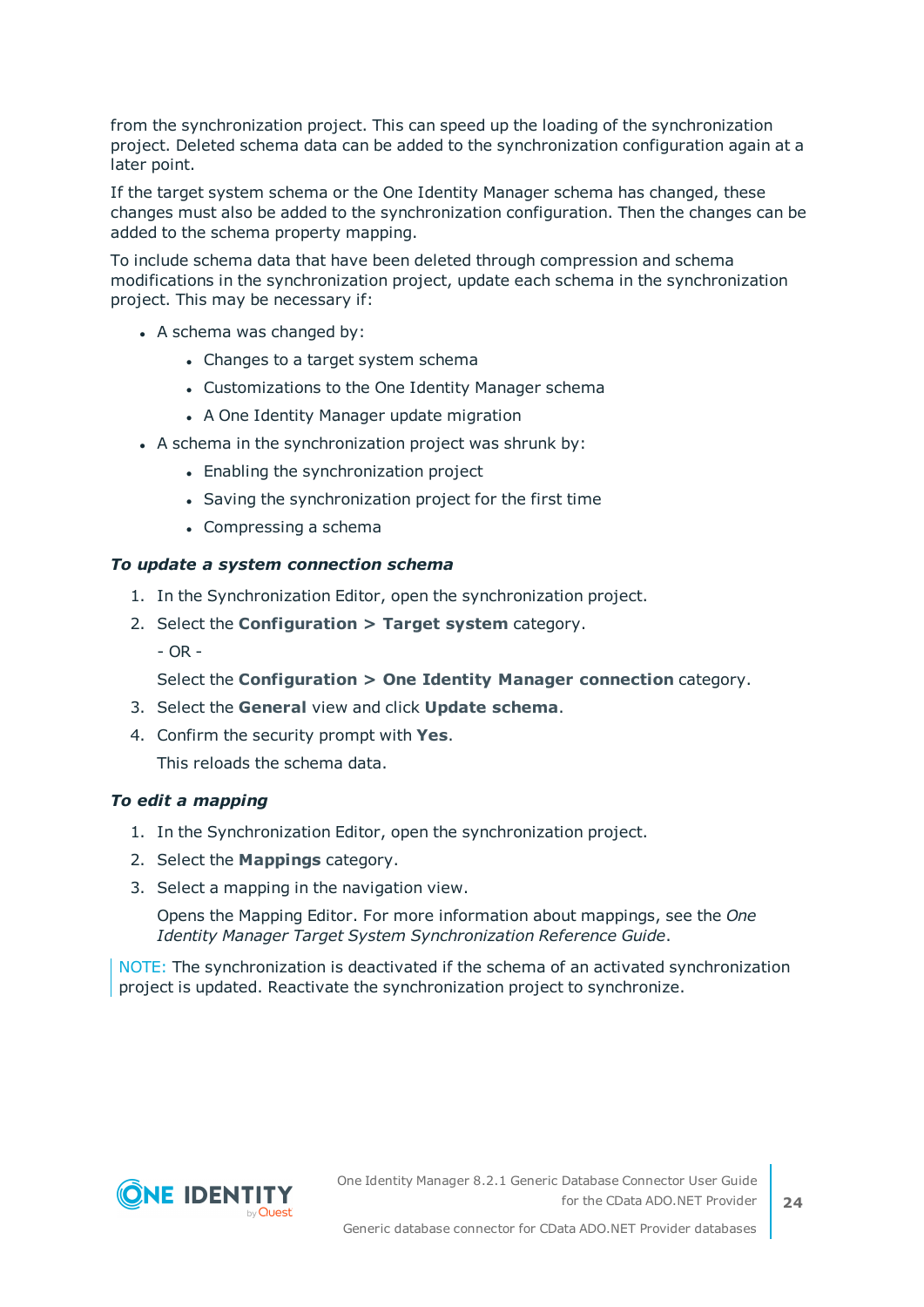from the synchronization project. This can speed up the loading of the synchronization project. Deleted schema data can be added to the synchronization configuration again at a later point.

If the target system schema or the One Identity Manager schema has changed, these changes must also be added to the synchronization configuration. Then the changes can be added to the schema property mapping.

To include schema data that have been deleted through compression and schema modifications in the synchronization project, update each schema in the synchronization project. This may be necessary if:

- A schema was changed by:
  - Changes to a target system schema
  - Customizations to the One Identity Manager schema
  - A One Identity Manager update migration
- A schema in the synchronization project was shrunk by:
  - Enabling the synchronization project
  - Saving the synchronization project for the first time
  - Compressing a schema

***To update a system connection schema***

1. In the Synchronization Editor, open the synchronization project.
2. Select the **Configuration > Target system** category.

   - OR -

   Select the **Configuration > One Identity Manager connection** category.
3. Select the **General** view and click **Update schema**.
4. Confirm the security prompt with **Yes**.

   This reloads the schema data.

***To edit a mapping***

1. In the Synchronization Editor, open the synchronization project.
2. Select the **Mappings** category.
3. Select a mapping in the navigation view.

   Opens the Mapping Editor. For more information about mappings, see the *One Identity Manager Target System Synchronization Reference Guide*.

NOTE: The synchronization is deactivated if the schema of an activated synchronization project is updated. Reactivate the synchronization project to synchronize.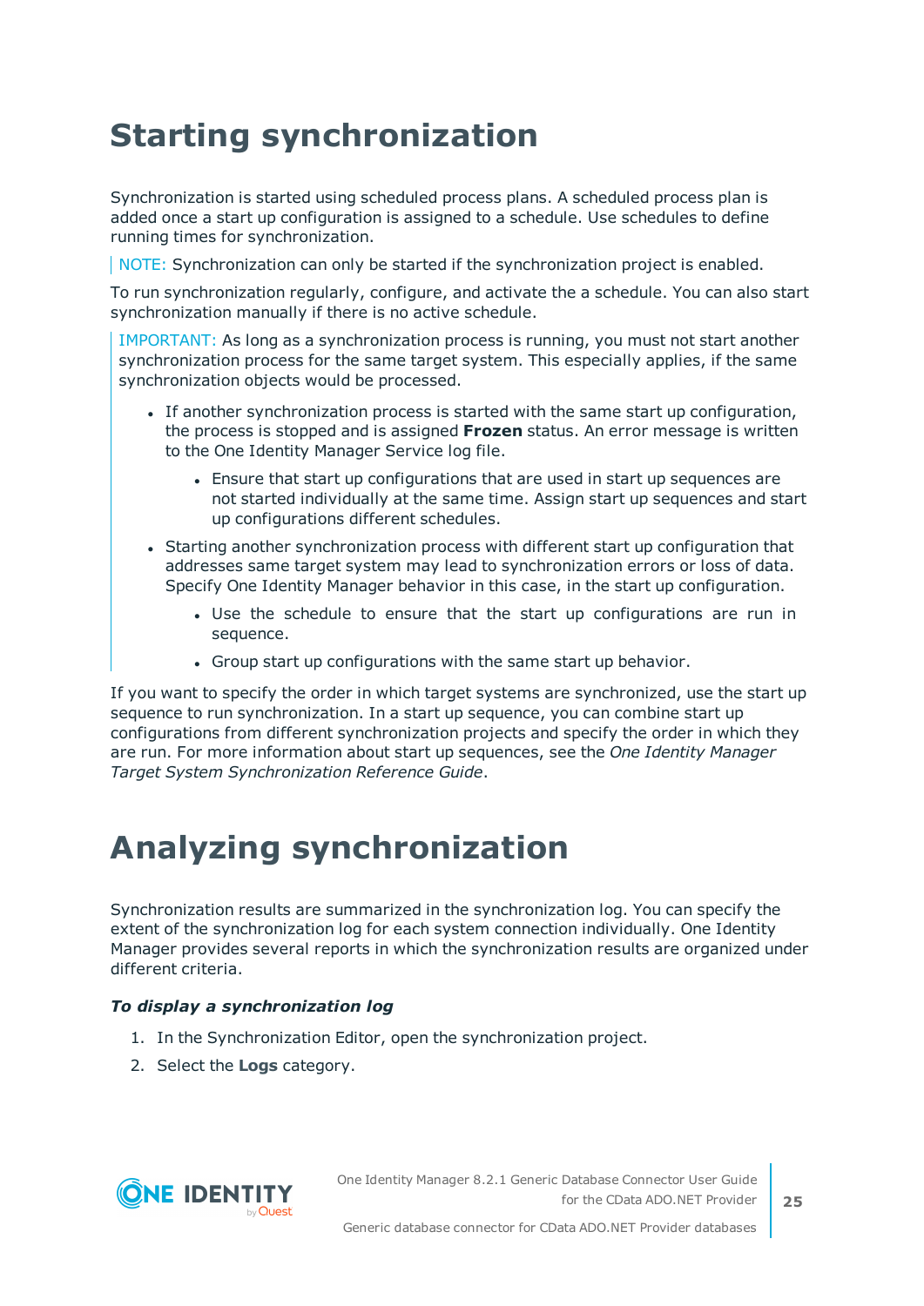# Starting synchronization

Synchronization is started using scheduled process plans. A scheduled process plan is added once a start up configuration is assigned to a schedule. Use schedules to define running times for synchronization.

> NOTE: Synchronization can only be started if the synchronization project is enabled.

To run synchronization regularly, configure, and activate the a schedule. You can also start synchronization manually if there is no active schedule.

> IMPORTANT: As long as a synchronization process is running, you must not start another synchronization process for the same target system. This especially applies, if the same synchronization objects would be processed.
>
> - If another synchronization process is started with the same start up configuration, the process is stopped and is assigned **Frozen** status. An error message is written to the One Identity Manager Service log file.
>     - Ensure that start up configurations that are used in start up sequences are not started individually at the same time. Assign start up sequences and start up configurations different schedules.
> - Starting another synchronization process with different start up configuration that addresses same target system may lead to synchronization errors or loss of data. Specify One Identity Manager behavior in this case, in the start up configuration.
>     - Use the schedule to ensure that the start up configurations are run in sequence.
>     - Group start up configurations with the same start up behavior.

If you want to specify the order in which target systems are synchronized, use the start up sequence to run synchronization. In a start up sequence, you can combine start up configurations from different synchronization projects and specify the order in which they are run. For more information about start up sequences, see the *One Identity Manager Target System Synchronization Reference Guide*.

# Analyzing synchronization

Synchronization results are summarized in the synchronization log. You can specify the extent of the synchronization log for each system connection individually. One Identity Manager provides several reports in which the synchronization results are organized under different criteria.

***To display a synchronization log***

1. In the Synchronization Editor, open the synchronization project.
2. Select the **Logs** category.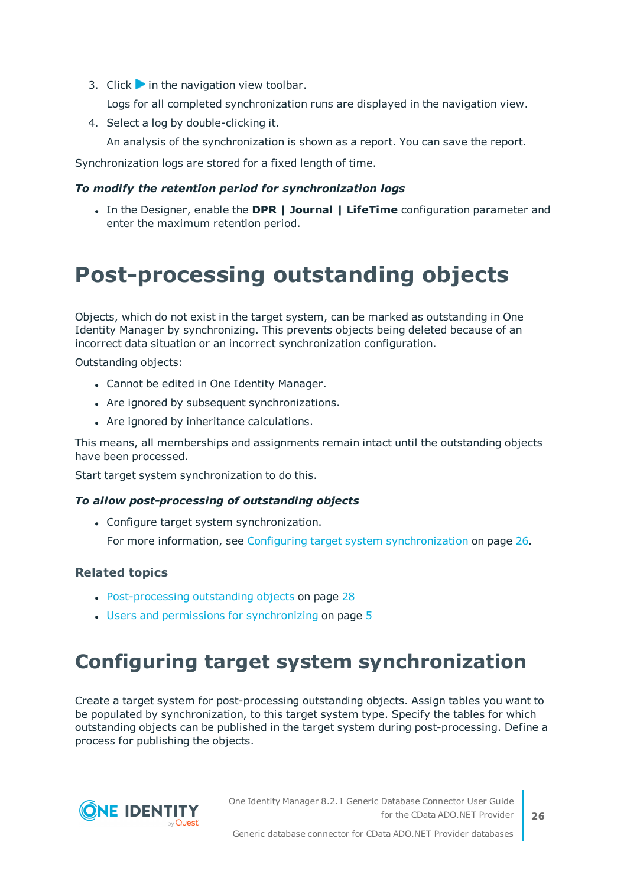3. Click ▶ in the navigation view toolbar.

   Logs for all completed synchronization runs are displayed in the navigation view.

4. Select a log by double-clicking it.

   An analysis of the synchronization is shown as a report. You can save the report.

Synchronization logs are stored for a fixed length of time.

***To modify the retention period for synchronization logs***

- In the Designer, enable the **DPR | Journal | LifeTime** configuration parameter and enter the maximum retention period.

# Post-processing outstanding objects

Objects, which do not exist in the target system, can be marked as outstanding in One Identity Manager by synchronizing. This prevents objects being deleted because of an incorrect data situation or an incorrect synchronization configuration.

Outstanding objects:

- Cannot be edited in One Identity Manager.
- Are ignored by subsequent synchronizations.
- Are ignored by inheritance calculations.

This means, all memberships and assignments remain intact until the outstanding objects have been processed.

Start target system synchronization to do this.

***To allow post-processing of outstanding objects***

- Configure target system synchronization.

  For more information, see Configuring target system synchronization on page 26.

### Related topics

- Post-processing outstanding objects on page 28
- Users and permissions for synchronizing on page 5

# Configuring target system synchronization

Create a target system for post-processing outstanding objects. Assign tables you want to be populated by synchronization, to this target system type. Specify the tables for which outstanding objects can be published in the target system during post-processing. Define a process for publishing the objects.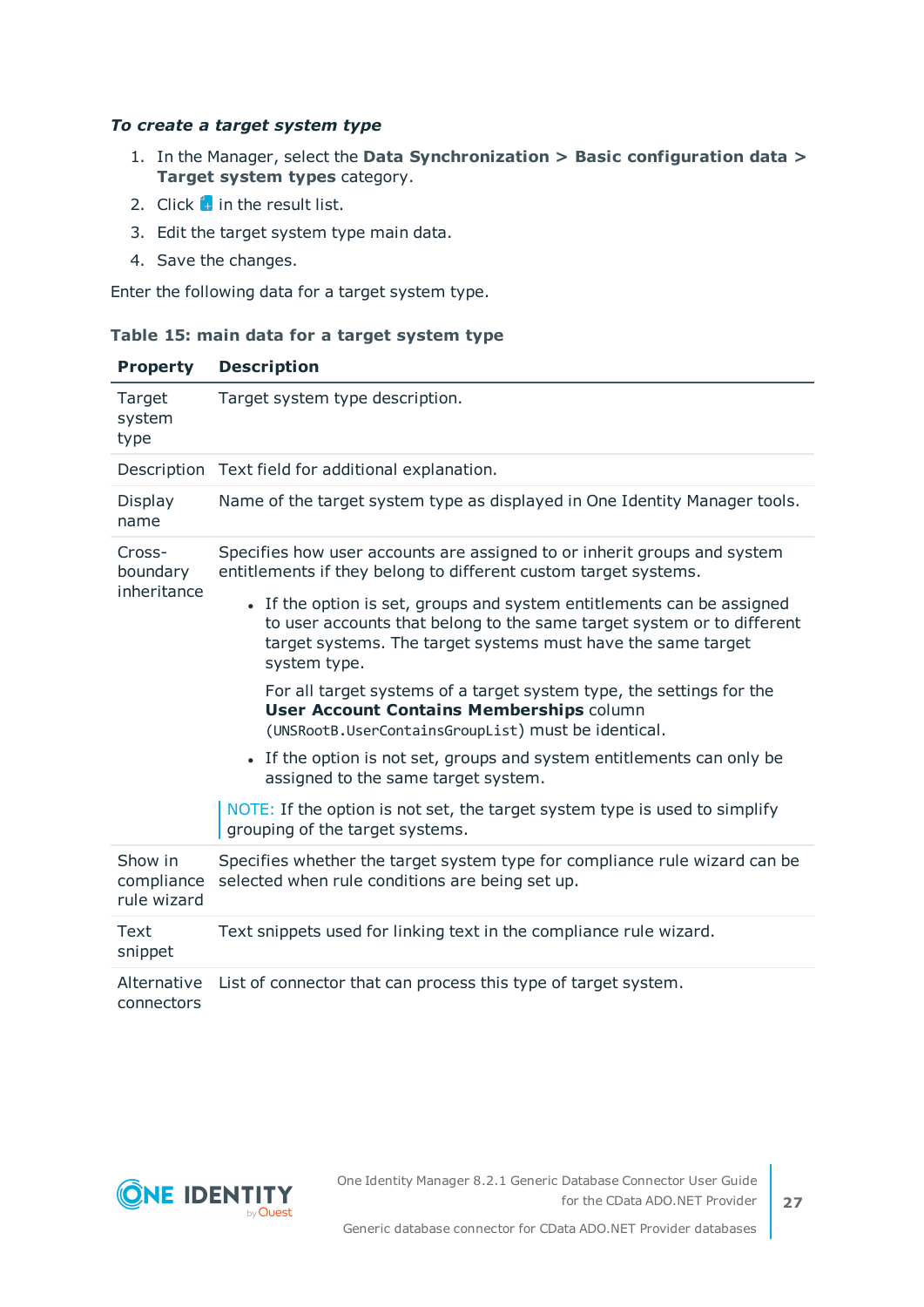***To create a target system type***

1. In the Manager, select the **Data Synchronization > Basic configuration data > Target system types** category.
2. Click  in the result list.
3. Edit the target system type main data.
4. Save the changes.

Enter the following data for a target system type.

**Table 15: main data for a target system type**

| Property | Description |
|---|---|
| Target system type | Target system type description. |
| Description | Text field for additional explanation. |
| Display name | Name of the target system type as displayed in One Identity Manager tools. |
| Cross-boundary inheritance | Specifies how user accounts are assigned to or inherit groups and system entitlements if they belong to different custom target systems.<br><br>• If the option is set, groups and system entitlements can be assigned to user accounts that belong to the same target system or to different target systems. The target systems must have the same target system type.<br><br>For all target systems of a target system type, the settings for the **User Account Contains Memberships** column (`UNSRootB.UserContainsGroupList`) must be identical.<br><br>• If the option is not set, groups and system entitlements can only be assigned to the same target system.<br><br>NOTE: If the option is not set, the target system type is used to simplify grouping of the target systems. |
| Show in compliance rule wizard | Specifies whether the target system type for compliance rule wizard can be selected when rule conditions are being set up. |
| Text snippet | Text snippets used for linking text in the compliance rule wizard. |
| Alternative connectors | List of connector that can process this type of target system. |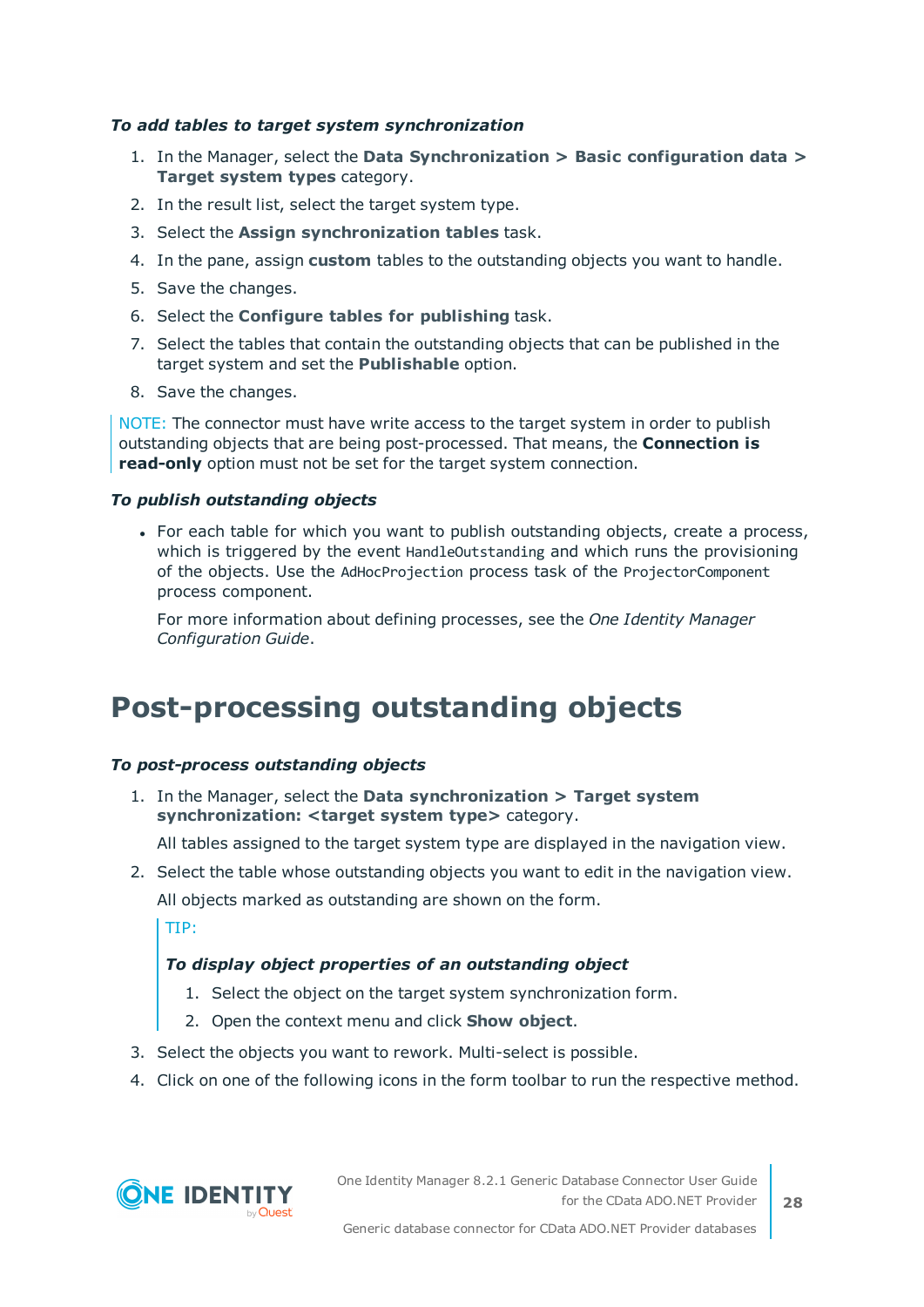*To add tables to target system synchronization*

1. In the Manager, select the **Data Synchronization > Basic configuration data > Target system types** category.
2. In the result list, select the target system type.
3. Select the **Assign synchronization tables** task.
4. In the pane, assign **custom** tables to the outstanding objects you want to handle.
5. Save the changes.
6. Select the **Configure tables for publishing** task.
7. Select the tables that contain the outstanding objects that can be published in the target system and set the **Publishable** option.
8. Save the changes.

NOTE: The connector must have write access to the target system in order to publish outstanding objects that are being post-processed. That means, the **Connection is read-only** option must not be set for the target system connection.

*To publish outstanding objects*

- For each table for which you want to publish outstanding objects, create a process, which is triggered by the event `HandleOutstanding` and which runs the provisioning of the objects. Use the `AdHocProjection` process task of the `ProjectorComponent` process component.

  For more information about defining processes, see the *One Identity Manager Configuration Guide*.

## Post-processing outstanding objects

*To post-process outstanding objects*

1. In the Manager, select the **Data synchronization > Target system synchronization: <target system type>** category.

   All tables assigned to the target system type are displayed in the navigation view.
2. Select the table whose outstanding objects you want to edit in the navigation view.

   All objects marked as outstanding are shown on the form.

   TIP:

   *To display object properties of an outstanding object*

   1. Select the object on the target system synchronization form.
   2. Open the context menu and click **Show object**.
3. Select the objects you want to rework. Multi-select is possible.
4. Click on one of the following icons in the form toolbar to run the respective method.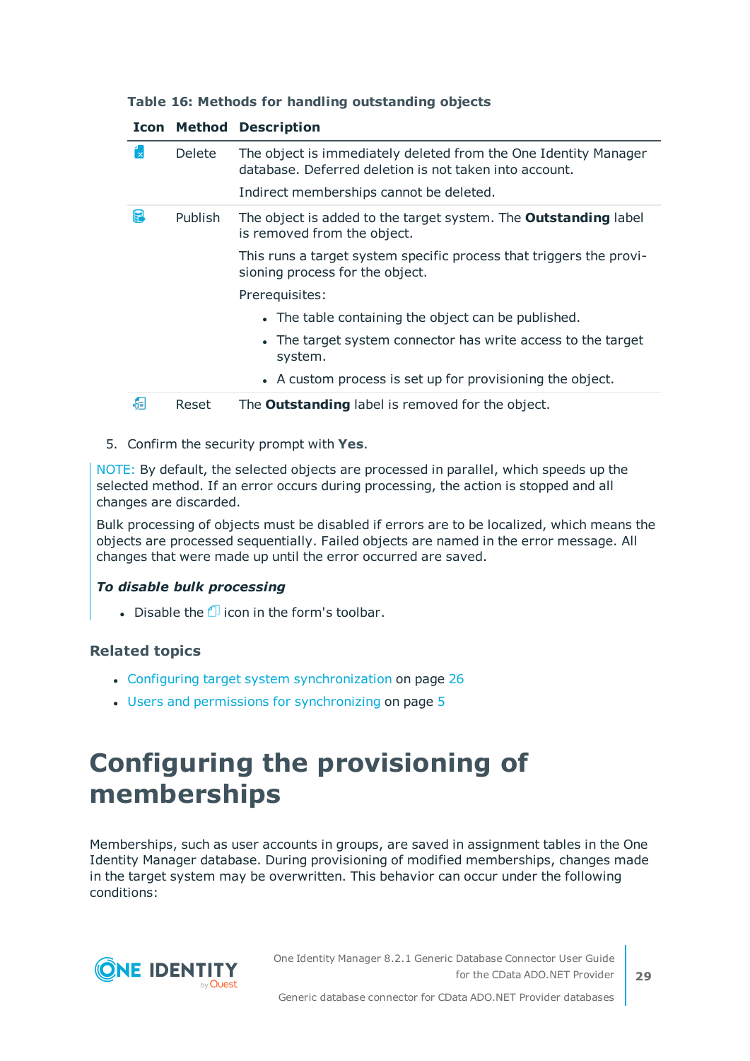**Table 16: Methods for handling outstanding objects**

| Icon | Method | Description |
|---|---|---|
| | Delete | The object is immediately deleted from the One Identity Manager database. Deferred deletion is not taken into account.<br><br>Indirect memberships cannot be deleted. |
| | Publish | The object is added to the target system. The **Outstanding** label is removed from the object.<br><br>This runs a target system specific process that triggers the provisioning process for the object.<br><br>Prerequisites:<br>• The table containing the object can be published.<br>• The target system connector has write access to the target system.<br>• A custom process is set up for provisioning the object. |
| | Reset | The **Outstanding** label is removed for the object. |

5. Confirm the security prompt with **Yes**.

NOTE: By default, the selected objects are processed in parallel, which speeds up the selected method. If an error occurs during processing, the action is stopped and all changes are discarded.

Bulk processing of objects must be disabled if errors are to be localized, which means the objects are processed sequentially. Failed objects are named in the error message. All changes that were made up until the error occurred are saved.

***To disable bulk processing***

- Disable the icon in the form's toolbar.

### Related topics

- Configuring target system synchronization on page 26
- Users and permissions for synchronizing on page 5

# Configuring the provisioning of memberships

Memberships, such as user accounts in groups, are saved in assignment tables in the One Identity Manager database. During provisioning of modified memberships, changes made in the target system may be overwritten. This behavior can occur under the following conditions: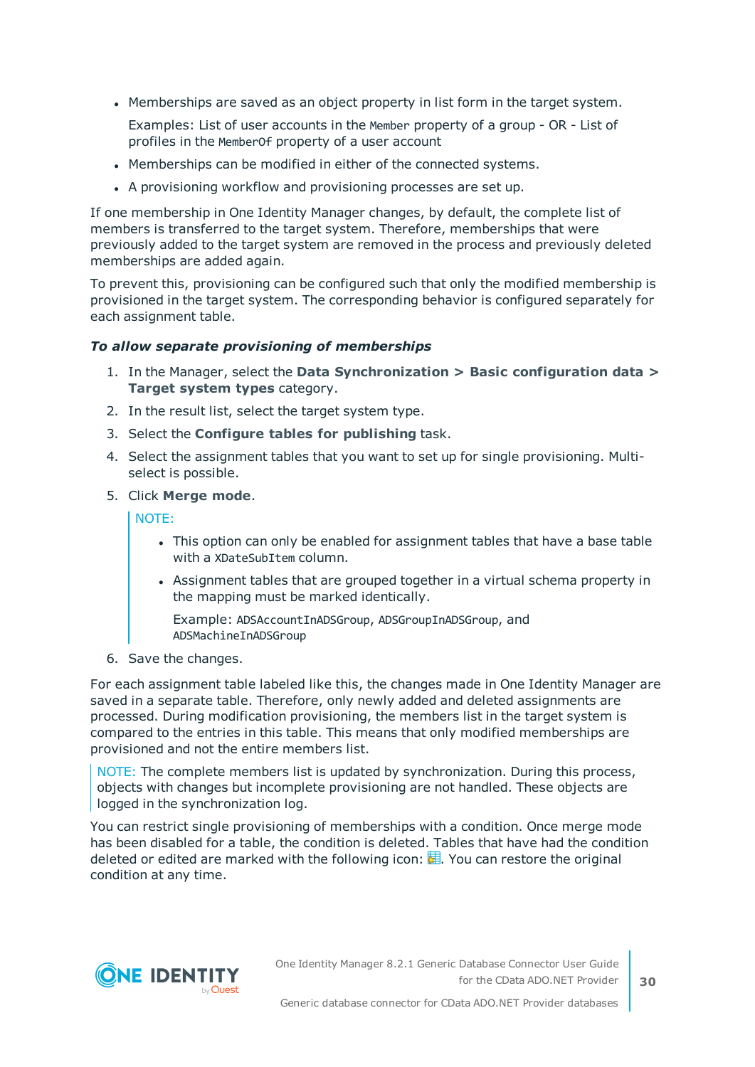- Memberships are saved as an object property in list form in the target system.

  Examples: List of user accounts in the `Member` property of a group - OR - List of profiles in the `MemberOf` property of a user account

- Memberships can be modified in either of the connected systems.
- A provisioning workflow and provisioning processes are set up.

If one membership in One Identity Manager changes, by default, the complete list of members is transferred to the target system. Therefore, memberships that were previously added to the target system are removed in the process and previously deleted memberships are added again.

To prevent this, provisioning can be configured such that only the modified membership is provisioned in the target system. The corresponding behavior is configured separately for each assignment table.

***To allow separate provisioning of memberships***

1. In the Manager, select the **Data Synchronization > Basic configuration data > Target system types** category.
2. In the result list, select the target system type.
3. Select the **Configure tables for publishing** task.
4. Select the assignment tables that you want to set up for single provisioning. Multi-select is possible.
5. Click **Merge mode**.

   NOTE:

   - This option can only be enabled for assignment tables that have a base table with a `XDateSubItem` column.
   - Assignment tables that are grouped together in a virtual schema property in the mapping must be marked identically.

     Example: `ADSAccountInADSGroup`, `ADSGroupInADSGroup`, and `ADSMachineInADSGroup`

6. Save the changes.

For each assignment table labeled like this, the changes made in One Identity Manager are saved in a separate table. Therefore, only newly added and deleted assignments are processed. During modification provisioning, the members list in the target system is compared to the entries in this table. This means that only modified memberships are provisioned and not the entire members list.

NOTE: The complete members list is updated by synchronization. During this process, objects with changes but incomplete provisioning are not handled. These objects are logged in the synchronization log.

You can restrict single provisioning of memberships with a condition. Once merge mode has been disabled for a table, the condition is deleted. Tables that have had the condition deleted or edited are marked with the following icon: . You can restore the original condition at any time.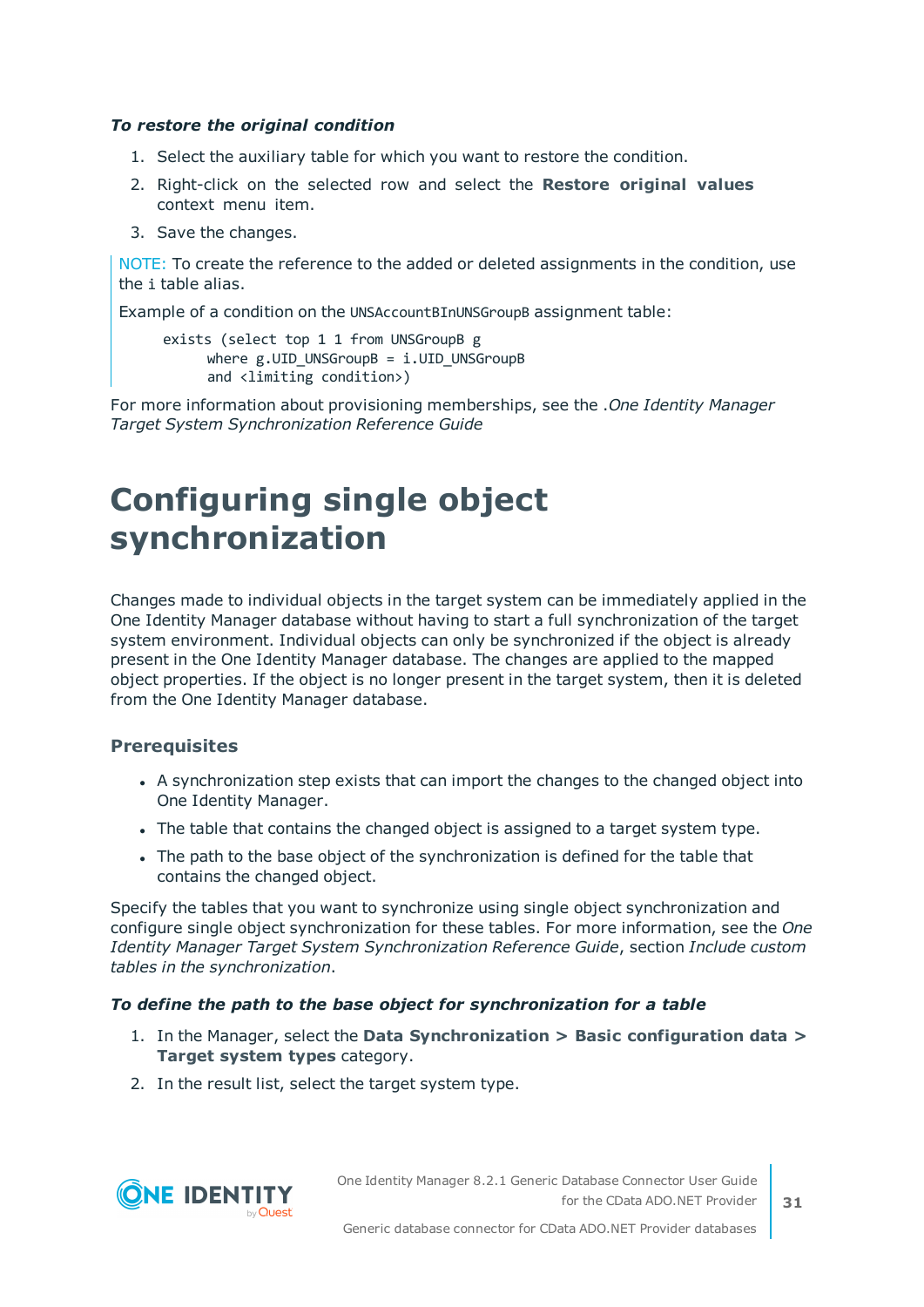***To restore the original condition***

1. Select the auxiliary table for which you want to restore the condition.
2. Right-click on the selected row and select the **Restore original values** context menu item.
3. Save the changes.

NOTE: To create the reference to the added or deleted assignments in the condition, use the `i` table alias.

Example of a condition on the `UNSAccountBInUNSGroupB` assignment table:

```
exists (select top 1 1 from UNSGroupB g
      where g.UID_UNSGroupB = i.UID_UNSGroupB
      and <limiting condition>)
```

For more information about provisioning memberships, see the .*One Identity Manager Target System Synchronization Reference Guide*

# Configuring single object synchronization

Changes made to individual objects in the target system can be immediately applied in the One Identity Manager database without having to start a full synchronization of the target system environment. Individual objects can only be synchronized if the object is already present in the One Identity Manager database. The changes are applied to the mapped object properties. If the object is no longer present in the target system, then it is deleted from the One Identity Manager database.

### Prerequisites

- A synchronization step exists that can import the changes to the changed object into One Identity Manager.
- The table that contains the changed object is assigned to a target system type.
- The path to the base object of the synchronization is defined for the table that contains the changed object.

Specify the tables that you want to synchronize using single object synchronization and configure single object synchronization for these tables. For more information, see the *One Identity Manager Target System Synchronization Reference Guide*, section *Include custom tables in the synchronization*.

***To define the path to the base object for synchronization for a table***

1. In the Manager, select the **Data Synchronization > Basic configuration data > Target system types** category.
2. In the result list, select the target system type.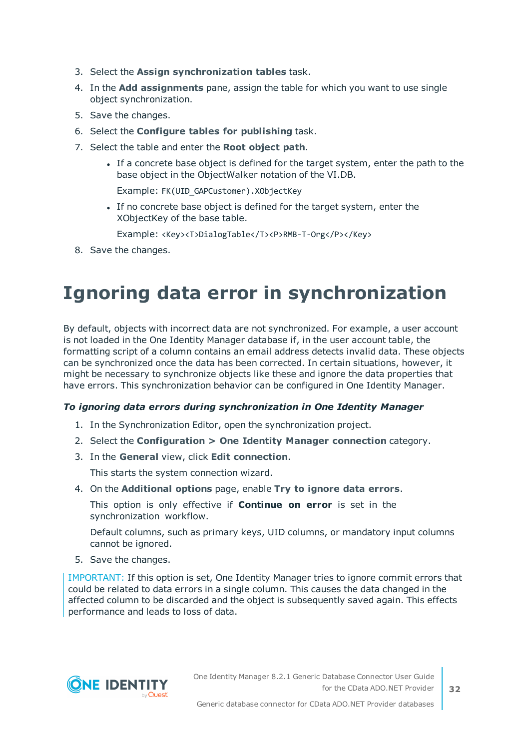3. Select the **Assign synchronization tables** task.
4. In the **Add assignments** pane, assign the table for which you want to use single object synchronization.
5. Save the changes.
6. Select the **Configure tables for publishing** task.
7. Select the table and enter the **Root object path**.
    - If a concrete base object is defined for the target system, enter the path to the base object in the ObjectWalker notation of the VI.DB.

      Example: `FK(UID_GAPCustomer).XObjectKey`
    - If no concrete base object is defined for the target system, enter the XObjectKey of the base table.

      Example: `<Key><T>DialogTable</T><P>RMB-T-Org</P></Key>`
8. Save the changes.

# Ignoring data error in synchronization

By default, objects with incorrect data are not synchronized. For example, a user account is not loaded in the One Identity Manager database if, in the user account table, the formatting script of a column contains an email address detects invalid data. These objects can be synchronized once the data has been corrected. In certain situations, however, it might be necessary to synchronize objects like these and ignore the data properties that have errors. This synchronization behavior can be configured in One Identity Manager.

***To ignoring data errors during synchronization in One Identity Manager***

1. In the Synchronization Editor, open the synchronization project.
2. Select the **Configuration > One Identity Manager connection** category.
3. In the **General** view, click **Edit connection**.

   This starts the system connection wizard.
4. On the **Additional options** page, enable **Try to ignore data errors**.

   This option is only effective if **Continue on error** is set in the synchronization workflow.

   Default columns, such as primary keys, UID columns, or mandatory input columns cannot be ignored.
5. Save the changes.

IMPORTANT: If this option is set, One Identity Manager tries to ignore commit errors that could be related to data errors in a single column. This causes the data changed in the affected column to be discarded and the object is subsequently saved again. This effects performance and leads to loss of data.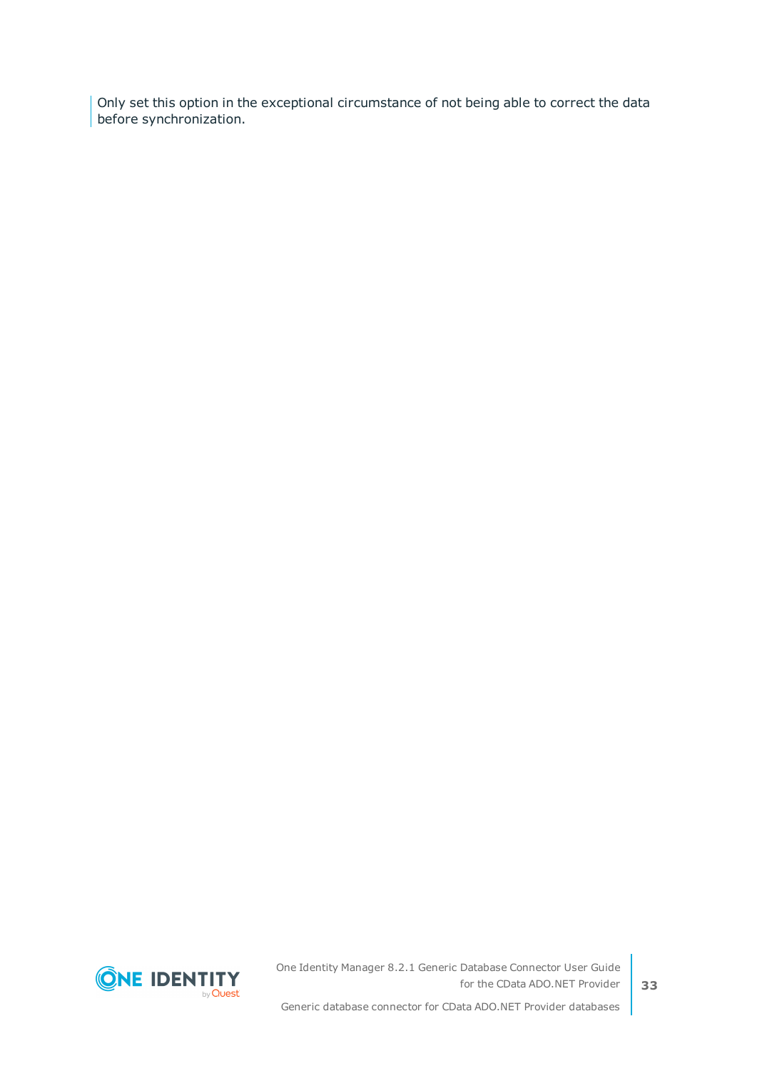Only set this option in the exceptional circumstance of not being able to correct the data before synchronization.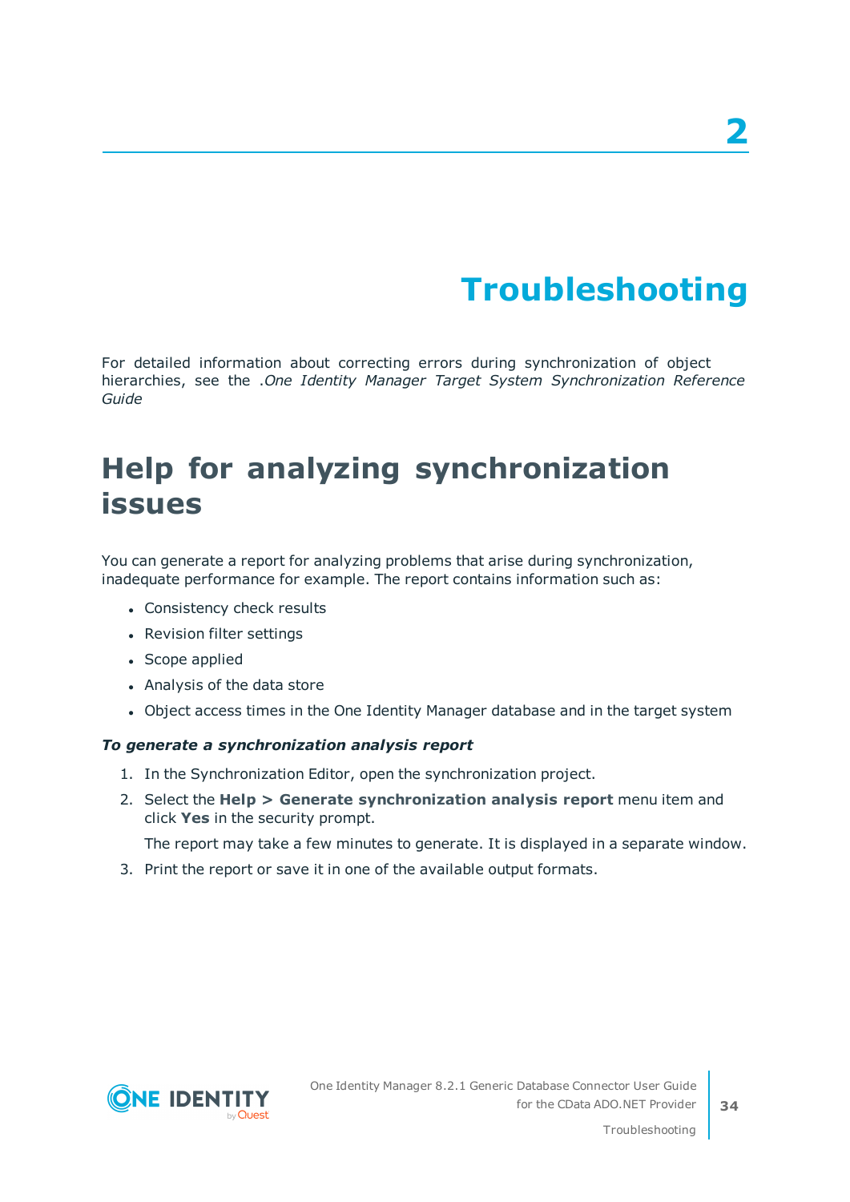# 2

# Troubleshooting

For detailed information about correcting errors during synchronization of object hierarchies, see the .*One Identity Manager Target System Synchronization Reference Guide*

## Help for analyzing synchronization issues

You can generate a report for analyzing problems that arise during synchronization, inadequate performance for example. The report contains information such as:

- Consistency check results
- Revision filter settings
- Scope applied
- Analysis of the data store
- Object access times in the One Identity Manager database and in the target system

***To generate a synchronization analysis report***

1. In the Synchronization Editor, open the synchronization project.
2. Select the **Help > Generate synchronization analysis report** menu item and click **Yes** in the security prompt.

   The report may take a few minutes to generate. It is displayed in a separate window.
3. Print the report or save it in one of the available output formats.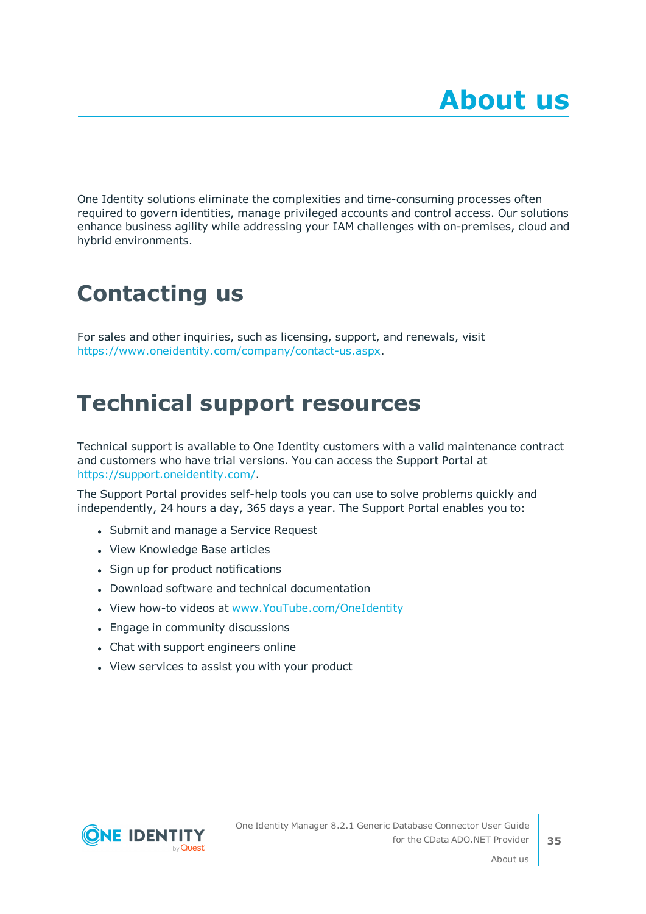# About us

One Identity solutions eliminate the complexities and time-consuming processes often required to govern identities, manage privileged accounts and control access. Our solutions enhance business agility while addressing your IAM challenges with on-premises, cloud and hybrid environments.

## Contacting us

For sales and other inquiries, such as licensing, support, and renewals, visit https://www.oneidentity.com/company/contact-us.aspx.

## Technical support resources

Technical support is available to One Identity customers with a valid maintenance contract and customers who have trial versions. You can access the Support Portal at https://support.oneidentity.com/.

The Support Portal provides self-help tools you can use to solve problems quickly and independently, 24 hours a day, 365 days a year. The Support Portal enables you to:

- Submit and manage a Service Request
- View Knowledge Base articles
- Sign up for product notifications
- Download software and technical documentation
- View how-to videos at www.YouTube.com/OneIdentity
- Engage in community discussions
- Chat with support engineers online
- View services to assist you with your product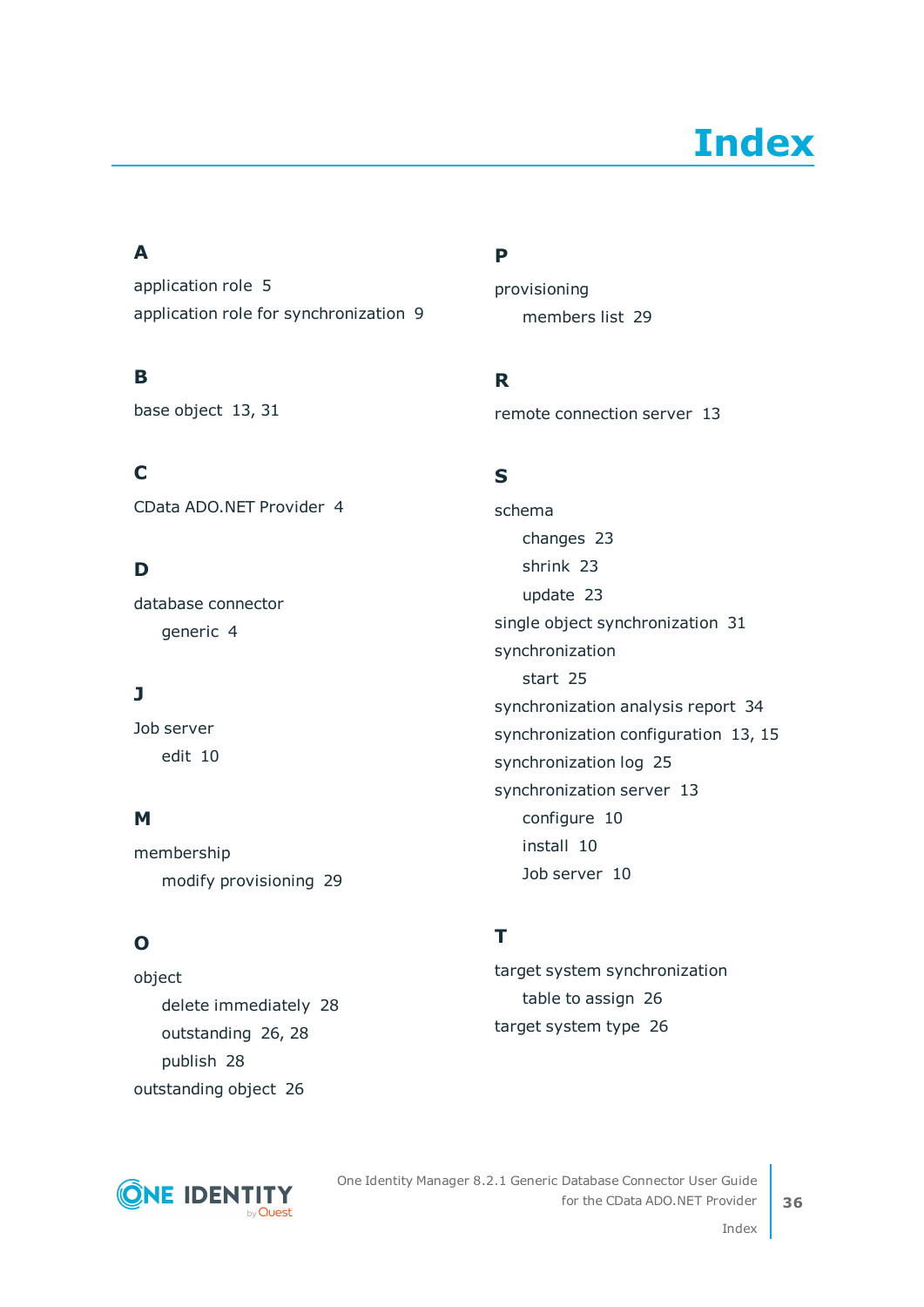# Index

## A

application role 5

application role for synchronization 9

## B

base object 13, 31

## C

CData ADO.NET Provider 4

## D

database connector

- generic 4

## J

Job server

- edit 10

## M

membership

- modify provisioning 29

## O

object

- delete immediately 28
- outstanding 26, 28
- publish 28

outstanding object 26

## P

provisioning

- members list 29

## R

remote connection server 13

## S

schema

- changes 23
- shrink 23
- update 23

single object synchronization 31

synchronization

- start 25

synchronization analysis report 34

synchronization configuration 13, 15

synchronization log 25

synchronization server 13

- configure 10
- install 10
- Job server 10

## T

target system synchronization

- table to assign 26

target system type 26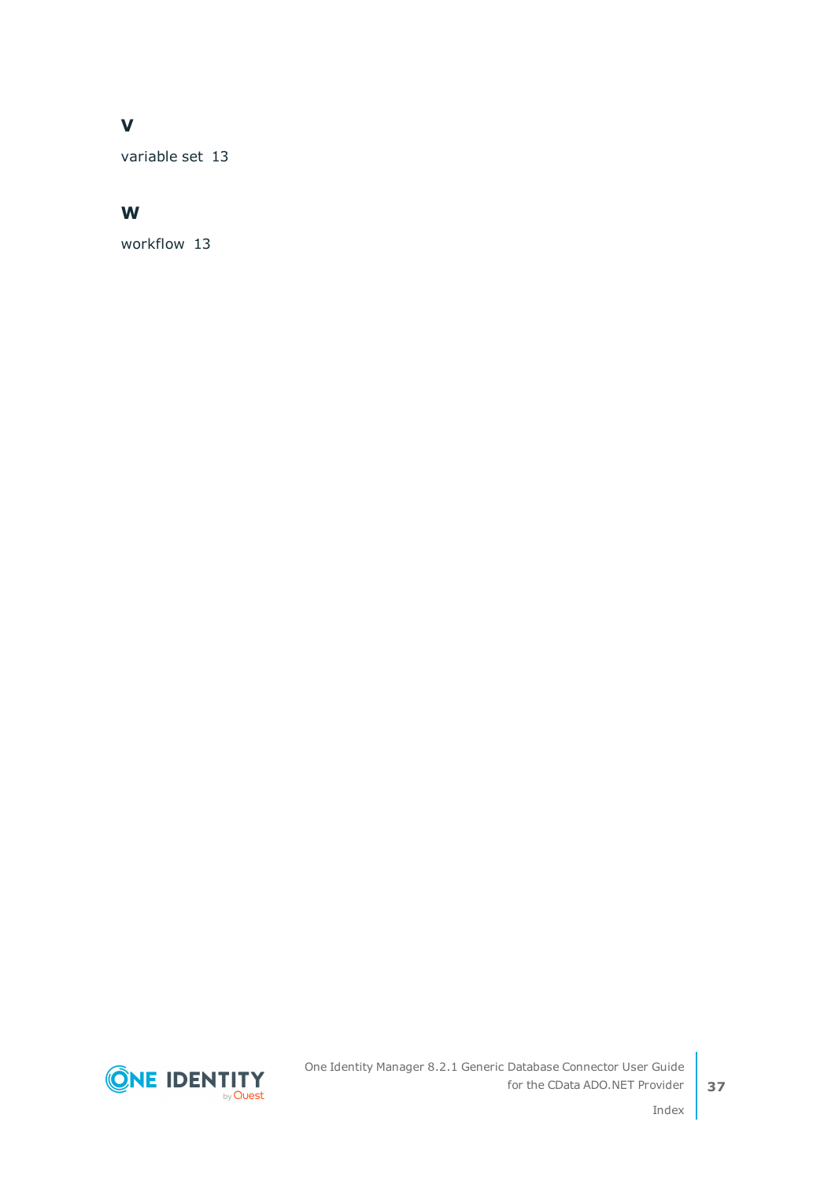## V

variable set 13

## W

workflow 13